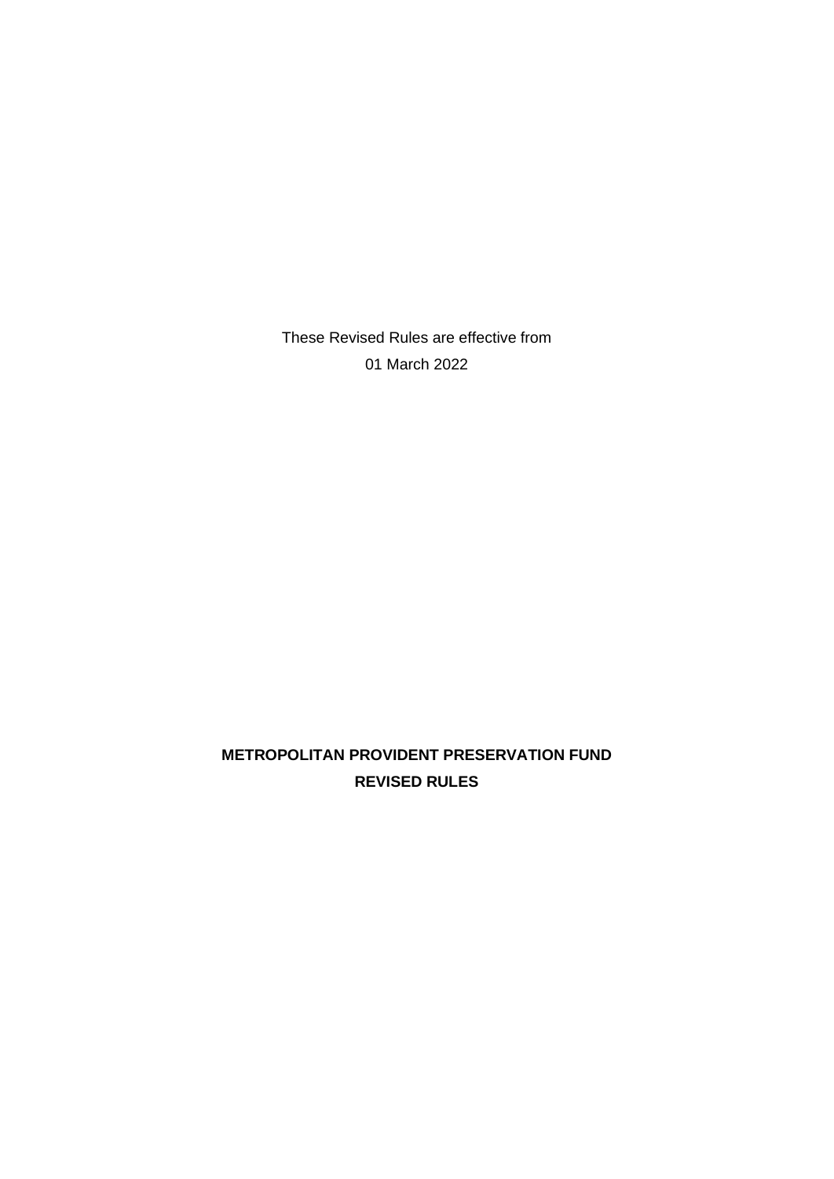These Revised Rules are effective from

01 March 2022

**METROPOLITAN PROVIDENT PRESERVATION FUND**

**REVISED RULES**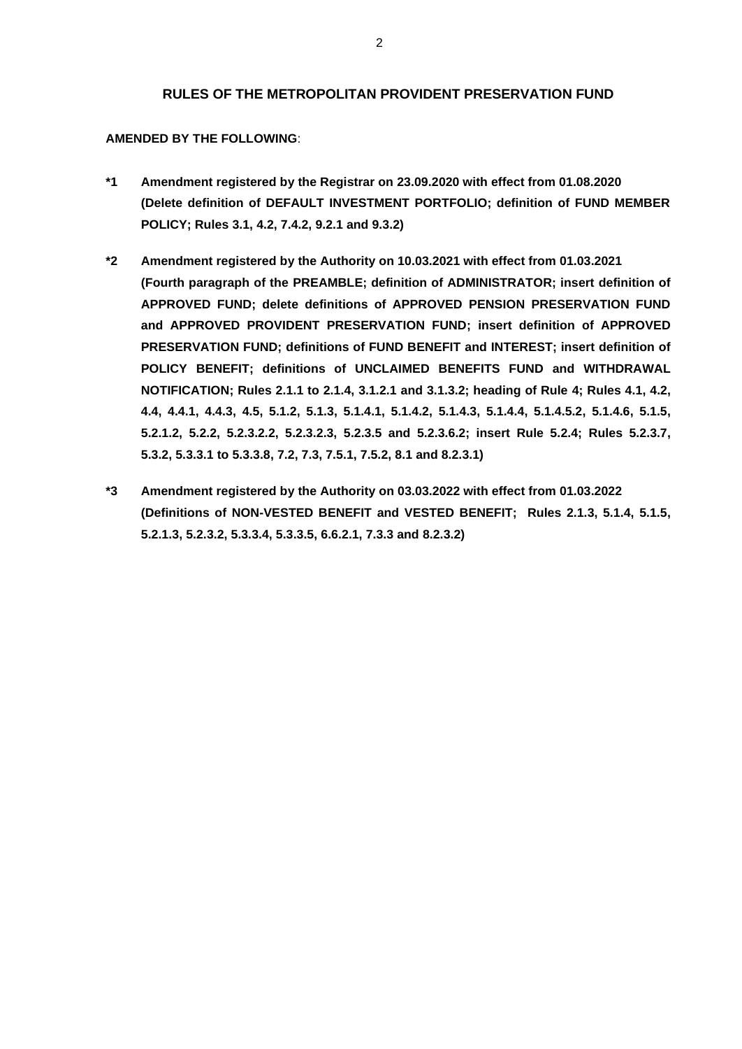## RULES OF THE METROPOLITAN PROVIDENT PRESERVATION FUND

**AMENDED BY THE FOLLOWING**:

**\*1 Amendment registered by the Registrar on 23.09.2020 with effect from 01.08.2020 (Delete definition of DEFAULT INVESTMENT PORTFOLIO; definition of FUND MEMBER POLICY; Rules 3.1, 4.2, 7.4.2, 9.2.1 and 9.3.2)**

**\*2 Amendment registered by the Authority on 10.03.2021 with effect from 01.03.2021 (Fourth paragraph of the PREAMBLE; definition of ADMINISTRATOR; insert definition of APPROVED FUND; delete definitions of APPROVED PENSION PRESERVATION FUND and APPROVED PROVIDENT PRESERVATION FUND; insert definition of APPROVED PRESERVATION FUND; definitions of FUND BENEFIT and INTEREST; insert definition of POLICY BENEFIT; definitions of UNCLAIMED BENEFITS FUND and WITHDRAWAL NOTIFICATION; Rules 2.1.1 to 2.1.4, 3.1.2.1 and 3.1.3.2; heading of Rule 4; Rules 4.1, 4.2, 4.4, 4.4.1, 4.4.3, 4.5, 5.1.2, 5.1.3, 5.1.4.1, 5.1.4.2, 5.1.4.3, 5.1.4.4, 5.1.4.5.2, 5.1.4.6, 5.1.5, 5.2.1.2, 5.2.2, 5.2.3.2.2, 5.2.3.2.3, 5.2.3.5 and 5.2.3.6.2; insert Rule 5.2.4; Rules 5.2.3.7, 5.3.2, 5.3.3.1 to 5.3.3.8, 7.2, 7.3, 7.5.1, 7.5.2, 8.1 and 8.2.3.1)**

**\*3 Amendment registered by the Authority on 03.03.2022 with effect from 01.03.2022 (Definitions of NON-VESTED BENEFIT and VESTED BENEFIT; Rules 2.1.3, 5.1.4, 5.1.5, 5.2.1.3, 5.2.3.2, 5.3.3.4, 5.3.3.5, 6.6.2.1, 7.3.3 and 8.2.3.2)**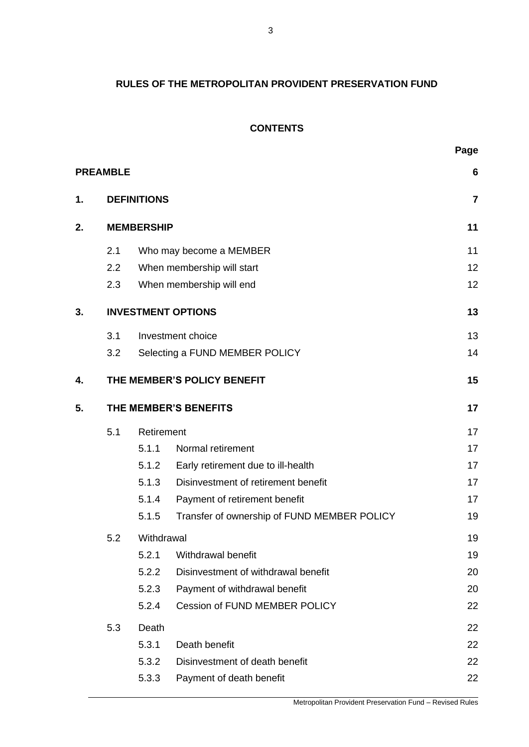**RULES OF THE METROPOLITAN PROVIDENT PRESERVATION FUND**

**CONTENTS**

| | | | | Page |
|---|---|---|---|---|
| **PREAMBLE** | | | | **6** |
| **1.** | **DEFINITIONS** | | | **7** |
| **2.** | **MEMBERSHIP** | | | **11** |
| | 2.1 | Who may become a MEMBER | | 11 |
| | 2.2 | When membership will start | | 12 |
| | 2.3 | When membership will end | | 12 |
| **3.** | **INVESTMENT OPTIONS** | | | **13** |
| | 3.1 | Investment choice | | 13 |
| | 3.2 | Selecting a FUND MEMBER POLICY | | 14 |
| **4.** | **THE MEMBER'S POLICY BENEFIT** | | | **15** |
| **5.** | **THE MEMBER'S BENEFITS** | | | **17** |
| | 5.1 | Retirement | | 17 |
| | | 5.1.1 | Normal retirement | 17 |
| | | 5.1.2 | Early retirement due to ill-health | 17 |
| | | 5.1.3 | Disinvestment of retirement benefit | 17 |
| | | 5.1.4 | Payment of retirement benefit | 17 |
| | | 5.1.5 | Transfer of ownership of FUND MEMBER POLICY | 19 |
| | 5.2 | Withdrawal | | 19 |
| | | 5.2.1 | Withdrawal benefit | 19 |
| | | 5.2.2 | Disinvestment of withdrawal benefit | 20 |
| | | 5.2.3 | Payment of withdrawal benefit | 20 |
| | | 5.2.4 | Cession of FUND MEMBER POLICY | 22 |
| | 5.3 | Death | | 22 |
| | | 5.3.1 | Death benefit | 22 |
| | | 5.3.2 | Disinvestment of death benefit | 22 |
| | | 5.3.3 | Payment of death benefit | 22 |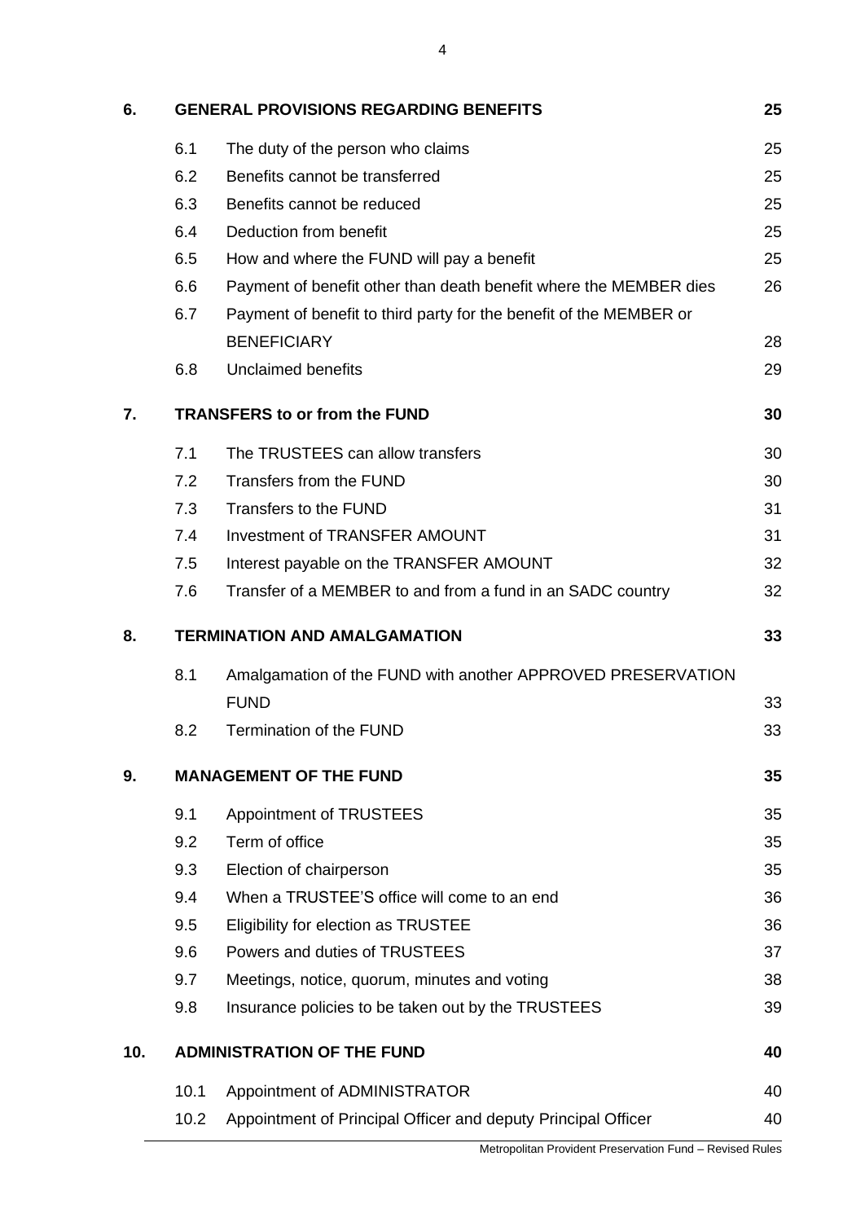| | | | |
|---|---|---|---|
| **6.** | **GENERAL PROVISIONS REGARDING BENEFITS** | | **25** |
| | 6.1 | The duty of the person who claims | 25 |
| | 6.2 | Benefits cannot be transferred | 25 |
| | 6.3 | Benefits cannot be reduced | 25 |
| | 6.4 | Deduction from benefit | 25 |
| | 6.5 | How and where the FUND will pay a benefit | 25 |
| | 6.6 | Payment of benefit other than death benefit where the MEMBER dies | 26 |
| | 6.7 | Payment of benefit to third party for the benefit of the MEMBER or BENEFICIARY | 28 |
| | 6.8 | Unclaimed benefits | 29 |
| **7.** | **TRANSFERS to or from the FUND** | | **30** |
| | 7.1 | The TRUSTEES can allow transfers | 30 |
| | 7.2 | Transfers from the FUND | 30 |
| | 7.3 | Transfers to the FUND | 31 |
| | 7.4 | Investment of TRANSFER AMOUNT | 31 |
| | 7.5 | Interest payable on the TRANSFER AMOUNT | 32 |
| | 7.6 | Transfer of a MEMBER to and from a fund in an SADC country | 32 |
| **8.** | **TERMINATION AND AMALGAMATION** | | **33** |
| | 8.1 | Amalgamation of the FUND with another APPROVED PRESERVATION FUND | 33 |
| | 8.2 | Termination of the FUND | 33 |
| **9.** | **MANAGEMENT OF THE FUND** | | **35** |
| | 9.1 | Appointment of TRUSTEES | 35 |
| | 9.2 | Term of office | 35 |
| | 9.3 | Election of chairperson | 35 |
| | 9.4 | When a TRUSTEE'S office will come to an end | 36 |
| | 9.5 | Eligibility for election as TRUSTEE | 36 |
| | 9.6 | Powers and duties of TRUSTEES | 37 |
| | 9.7 | Meetings, notice, quorum, minutes and voting | 38 |
| | 9.8 | Insurance policies to be taken out by the TRUSTEES | 39 |
| **10.** | **ADMINISTRATION OF THE FUND** | | **40** |
| | 10.1 | Appointment of ADMINISTRATOR | 40 |
| | 10.2 | Appointment of Principal Officer and deputy Principal Officer | 40 |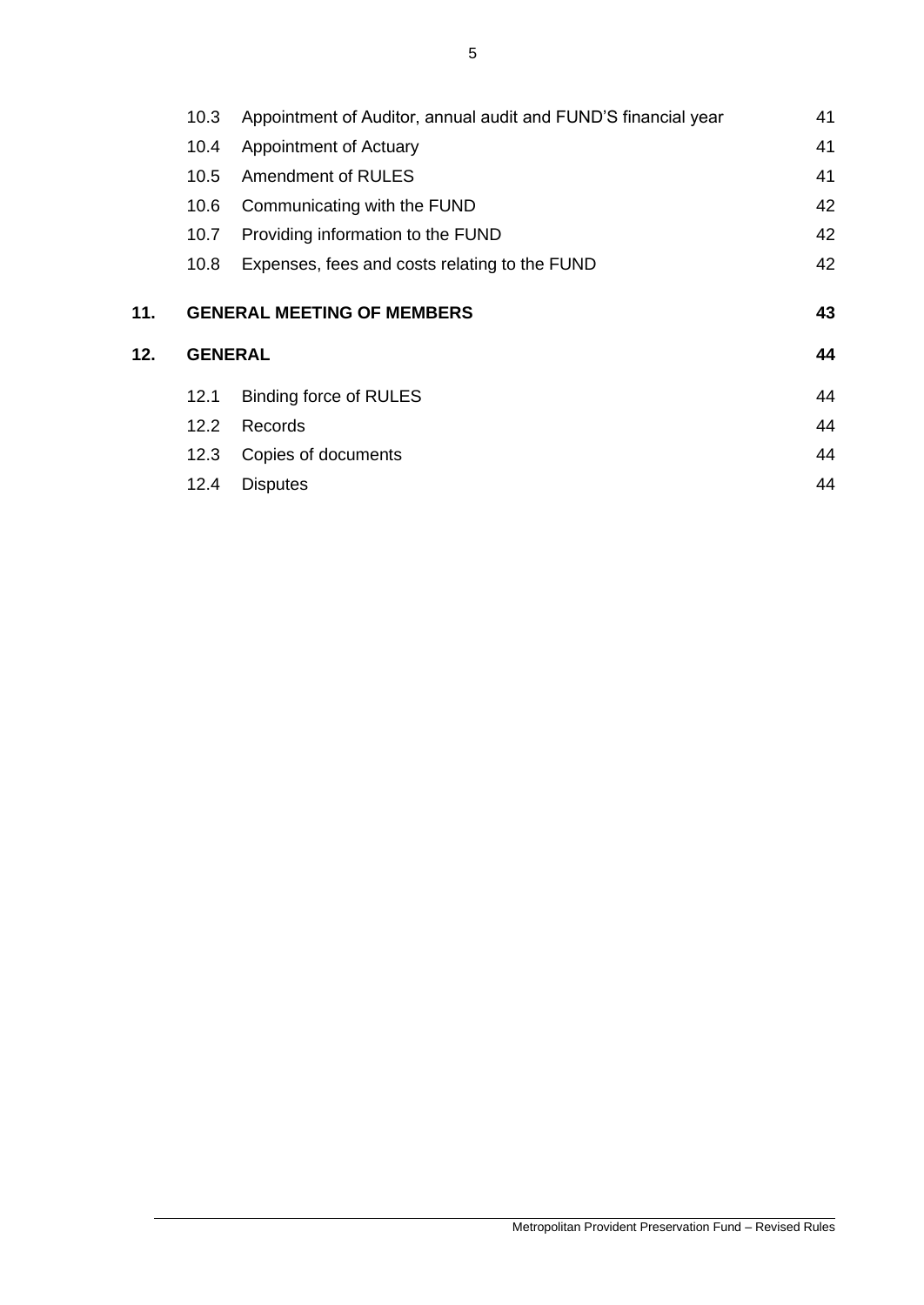| | | |
|---|---|---|
| 10.3 | Appointment of Auditor, annual audit and FUND'S financial year | 41 |
| 10.4 | Appointment of Actuary | 41 |
| 10.5 | Amendment of RULES | 41 |
| 10.6 | Communicating with the FUND | 42 |
| 10.7 | Providing information to the FUND | 42 |
| 10.8 | Expenses, fees and costs relating to the FUND | 42 |
| **11.** | **GENERAL MEETING OF MEMBERS** | **43** |
| **12.** | **GENERAL** | **44** |
| 12.1 | Binding force of RULES | 44 |
| 12.2 | Records | 44 |
| 12.3 | Copies of documents | 44 |
| 12.4 | Disputes | 44 |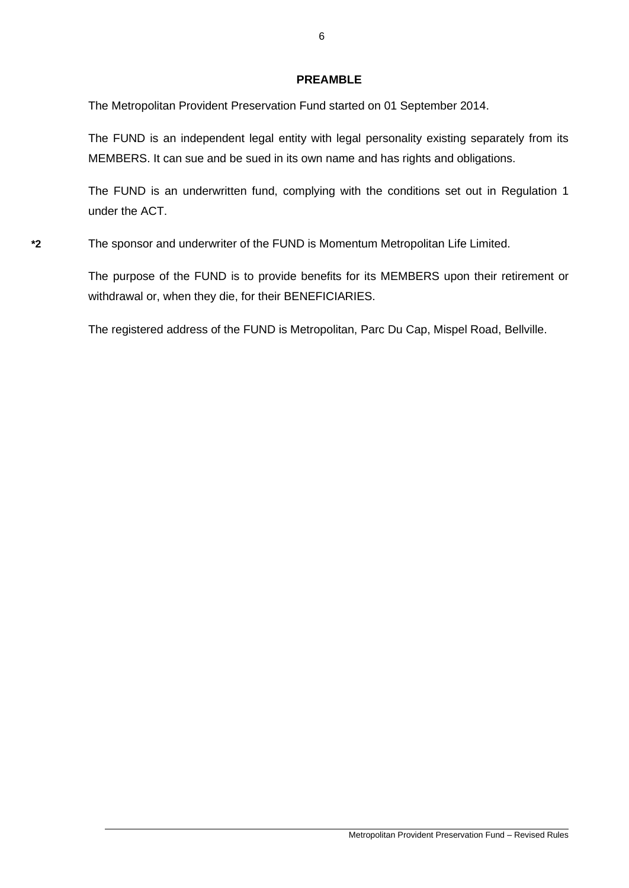## PREAMBLE

The Metropolitan Provident Preservation Fund started on 01 September 2014.

The FUND is an independent legal entity with legal personality existing separately from its MEMBERS. It can sue and be sued in its own name and has rights and obligations.

The FUND is an underwritten fund, complying with the conditions set out in Regulation 1 under the ACT.

**\*2** The sponsor and underwriter of the FUND is Momentum Metropolitan Life Limited.

The purpose of the FUND is to provide benefits for its MEMBERS upon their retirement or withdrawal or, when they die, for their BENEFICIARIES.

The registered address of the FUND is Metropolitan, Parc Du Cap, Mispel Road, Bellville.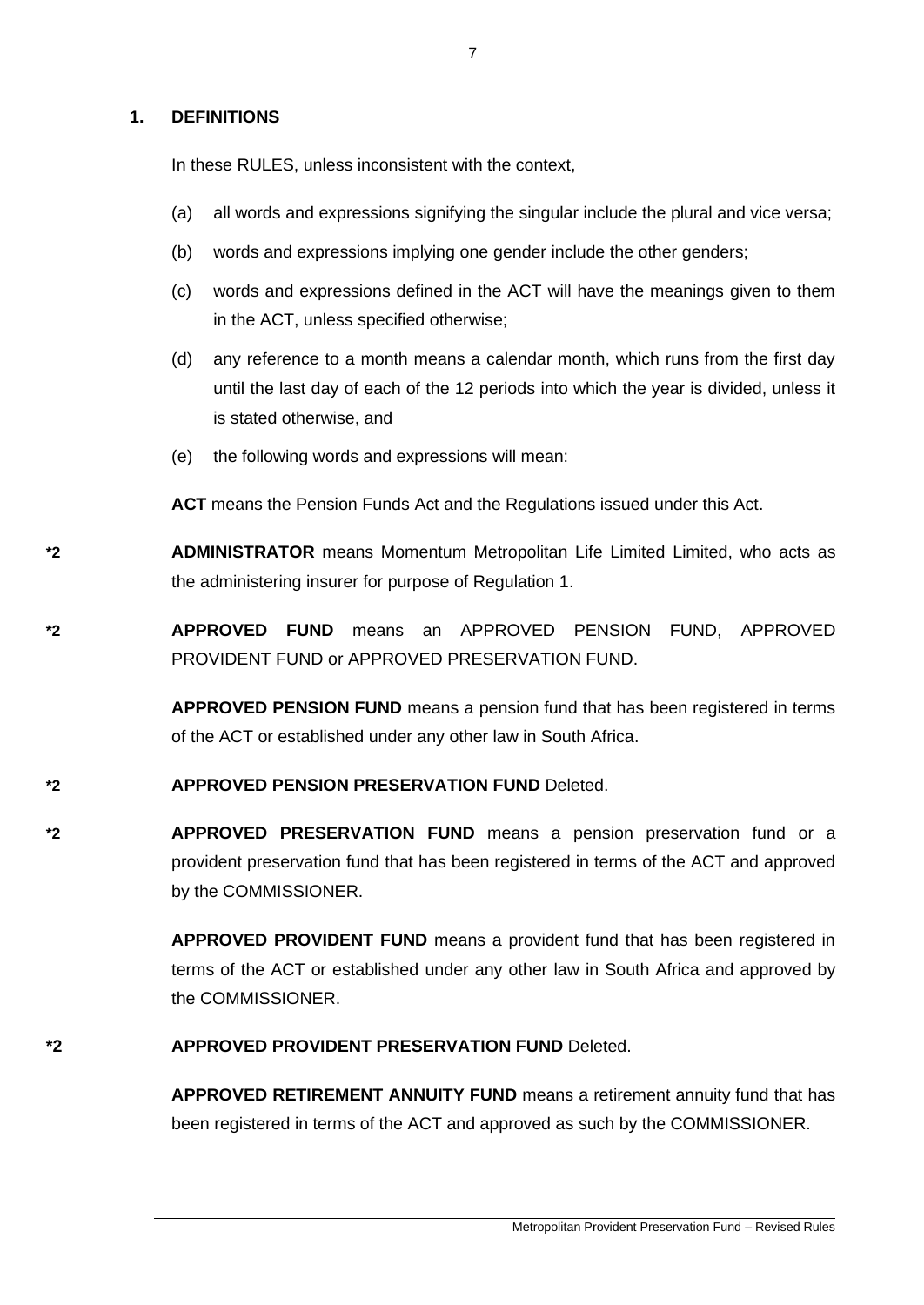## 1. DEFINITIONS

In these RULES, unless inconsistent with the context,

(a) all words and expressions signifying the singular include the plural and vice versa;

(b) words and expressions implying one gender include the other genders;

(c) words and expressions defined in the ACT will have the meanings given to them in the ACT, unless specified otherwise;

(d) any reference to a month means a calendar month, which runs from the first day until the last day of each of the 12 periods into which the year is divided, unless it is stated otherwise, and

(e) the following words and expressions will mean:

**ACT** means the Pension Funds Act and the Regulations issued under this Act.

*2 **ADMINISTRATOR** means Momentum Metropolitan Life Limited Limited, who acts as the administering insurer for purpose of Regulation 1.

*2 **APPROVED FUND** means an APPROVED PENSION FUND, APPROVED PROVIDENT FUND or APPROVED PRESERVATION FUND.

**APPROVED PENSION FUND** means a pension fund that has been registered in terms of the ACT or established under any other law in South Africa.

*2 **APPROVED PENSION PRESERVATION FUND** Deleted.

*2 **APPROVED PRESERVATION FUND** means a pension preservation fund or a provident preservation fund that has been registered in terms of the ACT and approved by the COMMISSIONER.

**APPROVED PROVIDENT FUND** means a provident fund that has been registered in terms of the ACT or established under any other law in South Africa and approved by the COMMISSIONER.

*2 **APPROVED PROVIDENT PRESERVATION FUND** Deleted.

**APPROVED RETIREMENT ANNUITY FUND** means a retirement annuity fund that has been registered in terms of the ACT and approved as such by the COMMISSIONER.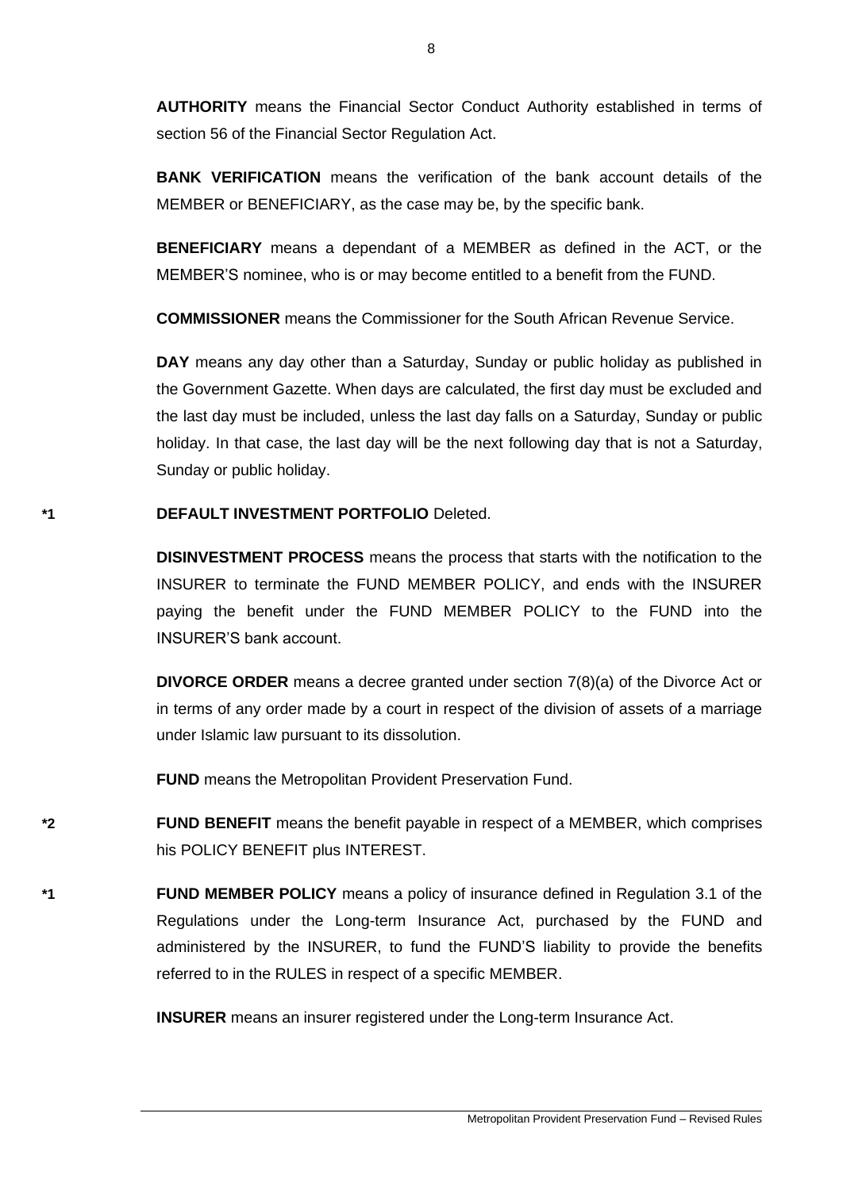**AUTHORITY** means the Financial Sector Conduct Authority established in terms of section 56 of the Financial Sector Regulation Act.

**BANK VERIFICATION** means the verification of the bank account details of the MEMBER or BENEFICIARY, as the case may be, by the specific bank.

**BENEFICIARY** means a dependant of a MEMBER as defined in the ACT, or the MEMBER'S nominee, who is or may become entitled to a benefit from the FUND.

**COMMISSIONER** means the Commissioner for the South African Revenue Service.

**DAY** means any day other than a Saturday, Sunday or public holiday as published in the Government Gazette. When days are calculated, the first day must be excluded and the last day must be included, unless the last day falls on a Saturday, Sunday or public holiday. In that case, the last day will be the next following day that is not a Saturday, Sunday or public holiday.

*1 **DEFAULT INVESTMENT PORTFOLIO** Deleted.

**DISINVESTMENT PROCESS** means the process that starts with the notification to the INSURER to terminate the FUND MEMBER POLICY, and ends with the INSURER paying the benefit under the FUND MEMBER POLICY to the FUND into the INSURER'S bank account.

**DIVORCE ORDER** means a decree granted under section 7(8)(a) of the Divorce Act or in terms of any order made by a court in respect of the division of assets of a marriage under Islamic law pursuant to its dissolution.

**FUND** means the Metropolitan Provident Preservation Fund.

*2 **FUND BENEFIT** means the benefit payable in respect of a MEMBER, which comprises his POLICY BENEFIT plus INTEREST.

*1 **FUND MEMBER POLICY** means a policy of insurance defined in Regulation 3.1 of the Regulations under the Long-term Insurance Act, purchased by the FUND and administered by the INSURER, to fund the FUND'S liability to provide the benefits referred to in the RULES in respect of a specific MEMBER.

**INSURER** means an insurer registered under the Long-term Insurance Act.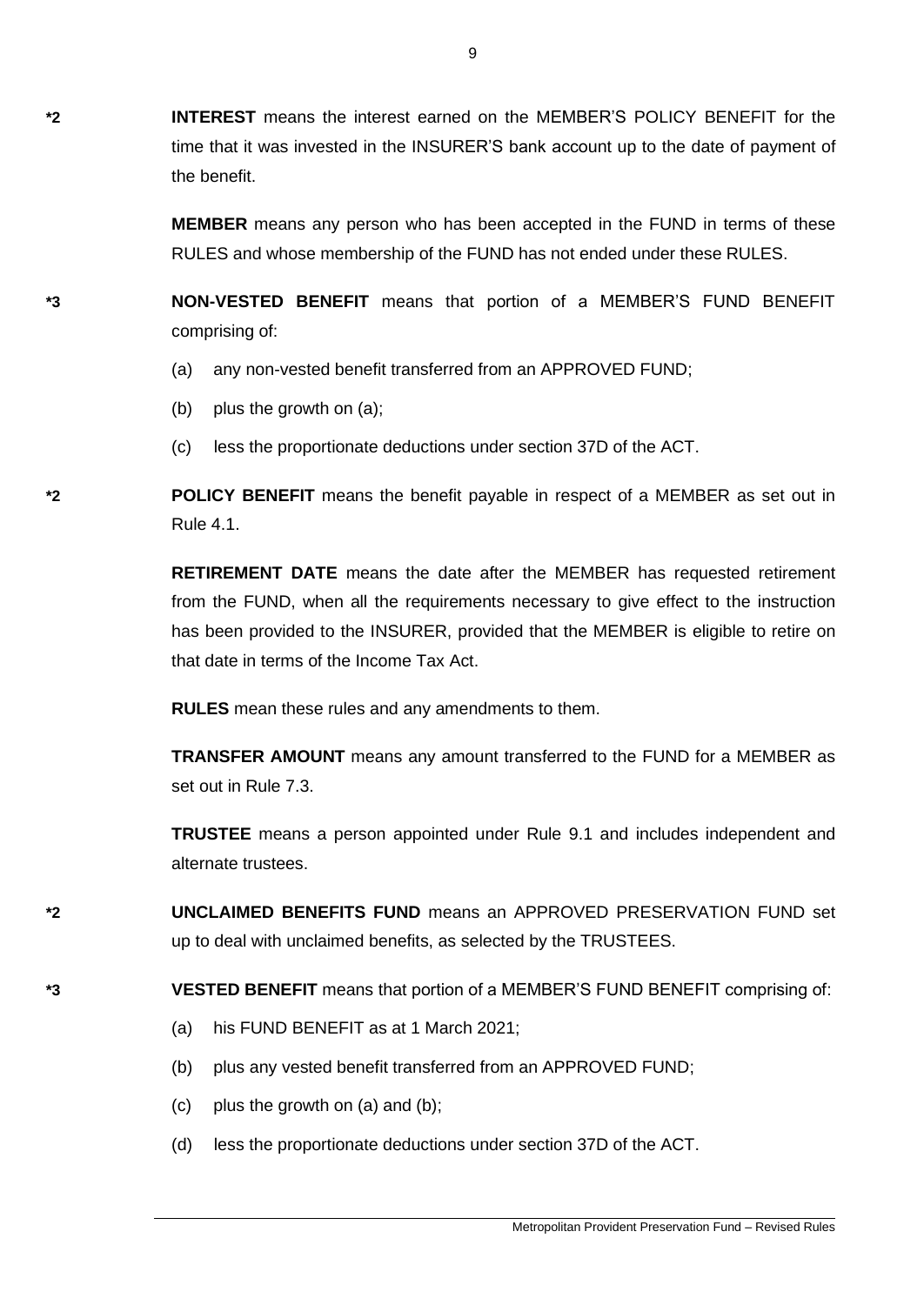*2 **INTEREST** means the interest earned on the MEMBER'S POLICY BENEFIT for the time that it was invested in the INSURER'S bank account up to the date of payment of the benefit.

**MEMBER** means any person who has been accepted in the FUND in terms of these RULES and whose membership of the FUND has not ended under these RULES.

*3 **NON-VESTED BENEFIT** means that portion of a MEMBER'S FUND BENEFIT comprising of:

(a) any non-vested benefit transferred from an APPROVED FUND;

(b) plus the growth on (a);

(c) less the proportionate deductions under section 37D of the ACT.

*2 **POLICY BENEFIT** means the benefit payable in respect of a MEMBER as set out in Rule 4.1.

**RETIREMENT DATE** means the date after the MEMBER has requested retirement from the FUND, when all the requirements necessary to give effect to the instruction has been provided to the INSURER, provided that the MEMBER is eligible to retire on that date in terms of the Income Tax Act.

**RULES** mean these rules and any amendments to them.

**TRANSFER AMOUNT** means any amount transferred to the FUND for a MEMBER as set out in Rule 7.3.

**TRUSTEE** means a person appointed under Rule 9.1 and includes independent and alternate trustees.

*2 **UNCLAIMED BENEFITS FUND** means an APPROVED PRESERVATION FUND set up to deal with unclaimed benefits, as selected by the TRUSTEES.

*3 **VESTED BENEFIT** means that portion of a MEMBER'S FUND BENEFIT comprising of:

(a) his FUND BENEFIT as at 1 March 2021;

(b) plus any vested benefit transferred from an APPROVED FUND;

(c) plus the growth on (a) and (b);

(d) less the proportionate deductions under section 37D of the ACT.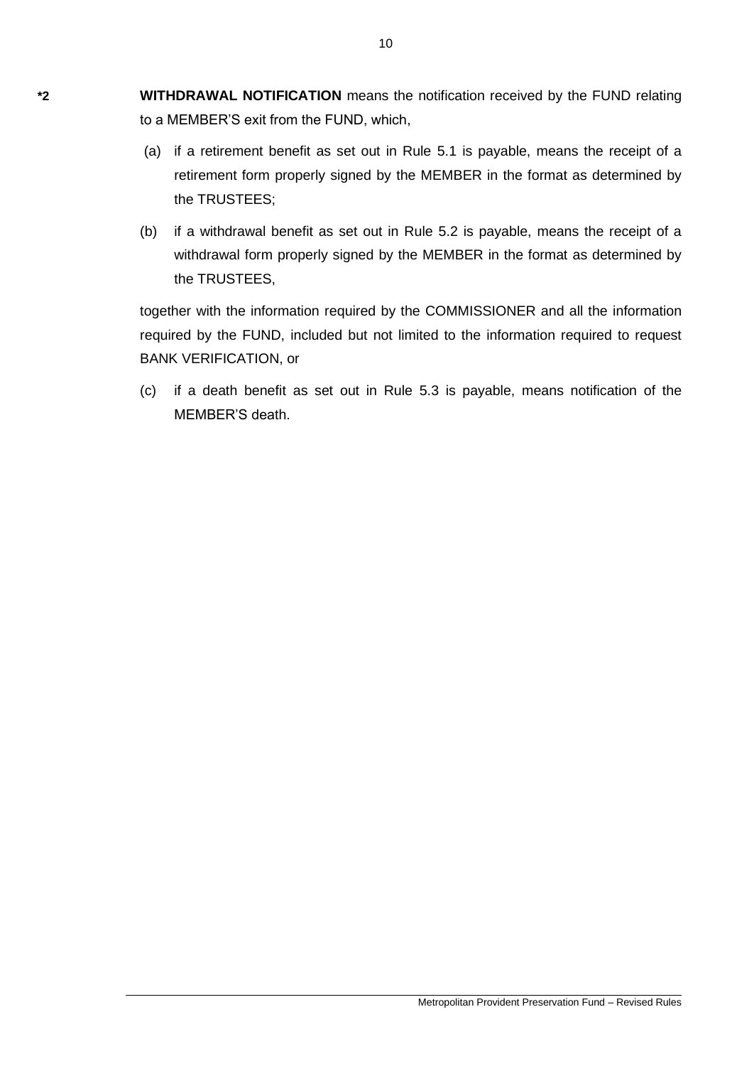*2 **WITHDRAWAL NOTIFICATION** means the notification received by the FUND relating to a MEMBER'S exit from the FUND, which,

(a) if a retirement benefit as set out in Rule 5.1 is payable, means the receipt of a retirement form properly signed by the MEMBER in the format as determined by the TRUSTEES;

(b) if a withdrawal benefit as set out in Rule 5.2 is payable, means the receipt of a withdrawal form properly signed by the MEMBER in the format as determined by the TRUSTEES,

together with the information required by the COMMISSIONER and all the information required by the FUND, included but not limited to the information required to request BANK VERIFICATION, or

(c) if a death benefit as set out in Rule 5.3 is payable, means notification of the MEMBER'S death.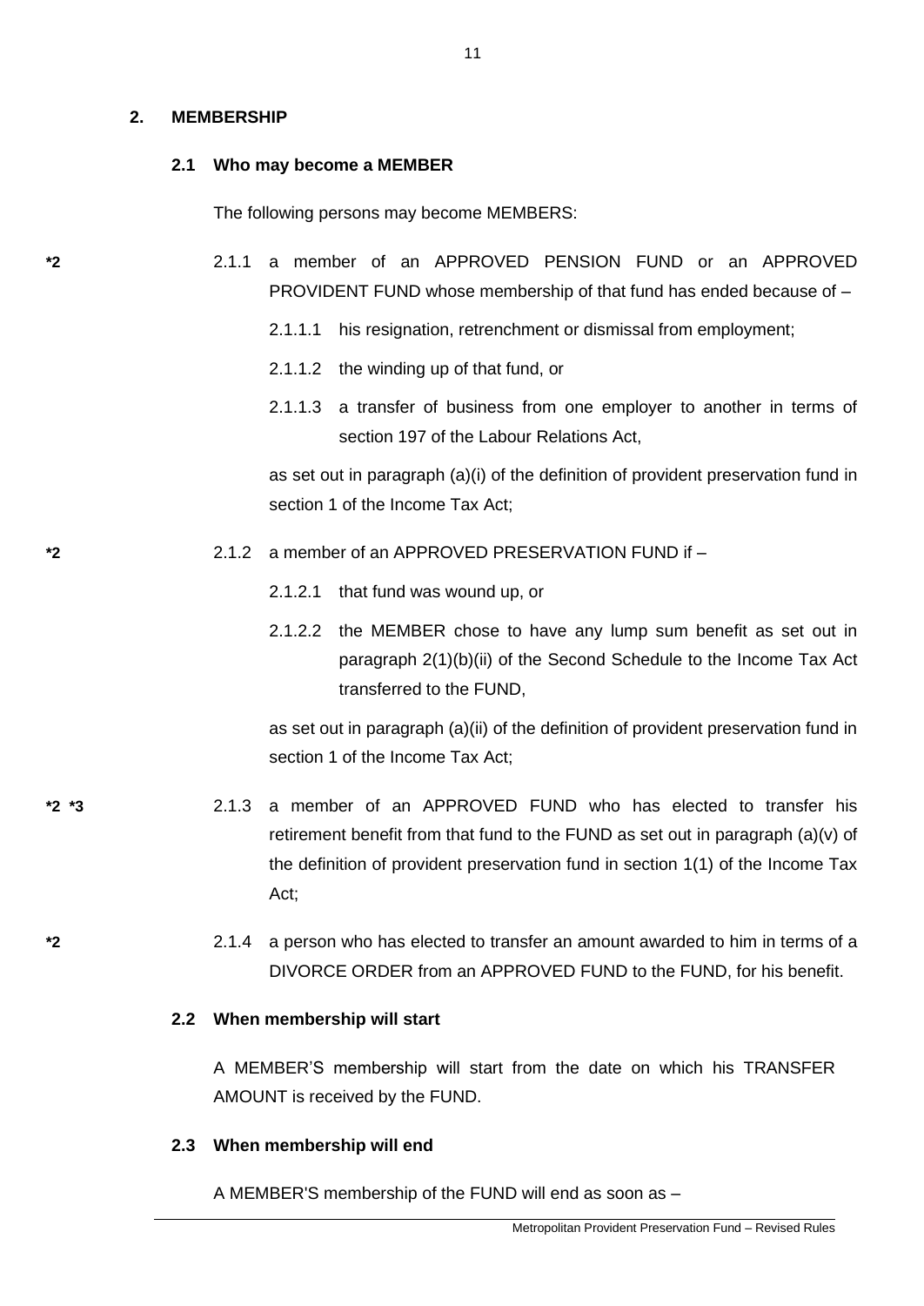## 2. MEMBERSHIP

### 2.1 Who may become a MEMBER

The following persons may become MEMBERS:

*2 2.1.1 a member of an APPROVED PENSION FUND or an APPROVED PROVIDENT FUND whose membership of that fund has ended because of –

2.1.1.1 his resignation, retrenchment or dismissal from employment;

2.1.1.2 the winding up of that fund, or

2.1.1.3 a transfer of business from one employer to another in terms of section 197 of the Labour Relations Act,

as set out in paragraph (a)(i) of the definition of provident preservation fund in section 1 of the Income Tax Act;

*2 2.1.2 a member of an APPROVED PRESERVATION FUND if –

2.1.2.1 that fund was wound up, or

2.1.2.2 the MEMBER chose to have any lump sum benefit as set out in paragraph 2(1)(b)(ii) of the Second Schedule to the Income Tax Act transferred to the FUND,

as set out in paragraph (a)(ii) of the definition of provident preservation fund in section 1 of the Income Tax Act;

*2 *3 2.1.3 a member of an APPROVED FUND who has elected to transfer his retirement benefit from that fund to the FUND as set out in paragraph (a)(v) of the definition of provident preservation fund in section 1(1) of the Income Tax Act;

*2 2.1.4 a person who has elected to transfer an amount awarded to him in terms of a DIVORCE ORDER from an APPROVED FUND to the FUND, for his benefit.

### 2.2 When membership will start

A MEMBER'S membership will start from the date on which his TRANSFER AMOUNT is received by the FUND.

### 2.3 When membership will end

A MEMBER'S membership of the FUND will end as soon as –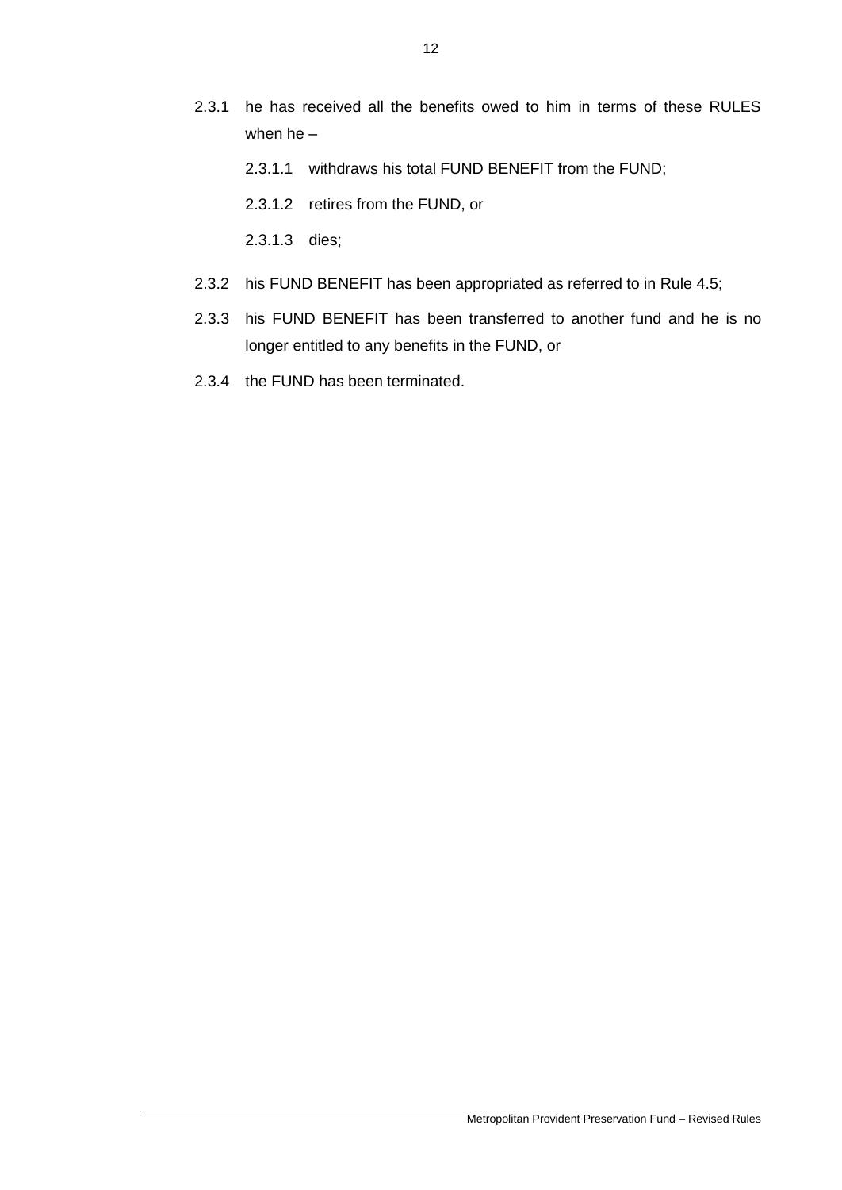2.3.1 he has received all the benefits owed to him in terms of these RULES when he –

   2.3.1.1 withdraws his total FUND BENEFIT from the FUND;

   2.3.1.2 retires from the FUND, or

   2.3.1.3 dies;

2.3.2 his FUND BENEFIT has been appropriated as referred to in Rule 4.5;

2.3.3 his FUND BENEFIT has been transferred to another fund and he is no longer entitled to any benefits in the FUND, or

2.3.4 the FUND has been terminated.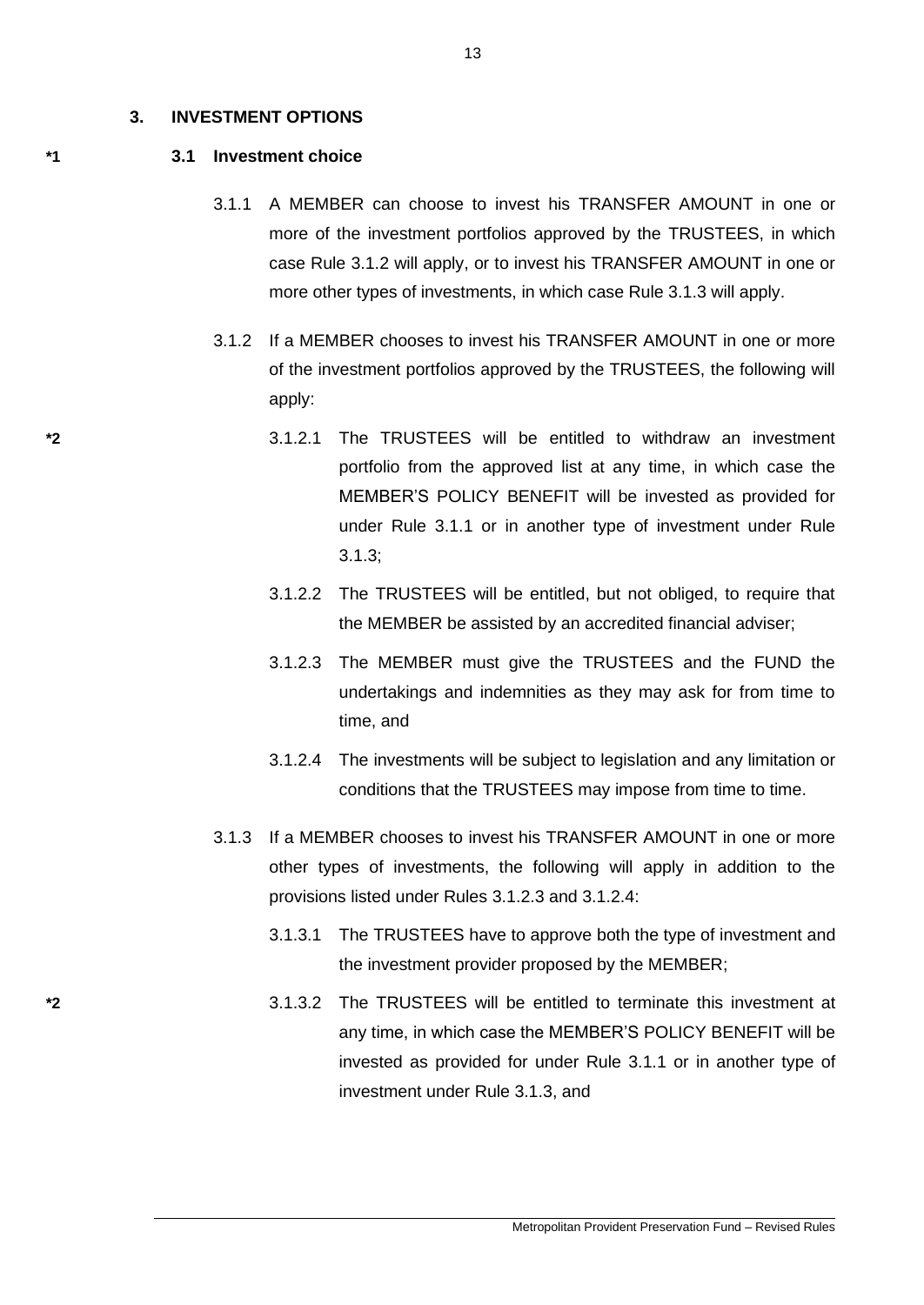## 3. INVESTMENT OPTIONS

*1 **3.1 Investment choice**

3.1.1 A MEMBER can choose to invest his TRANSFER AMOUNT in one or more of the investment portfolios approved by the TRUSTEES, in which case Rule 3.1.2 will apply, or to invest his TRANSFER AMOUNT in one or more other types of investments, in which case Rule 3.1.3 will apply.

3.1.2 If a MEMBER chooses to invest his TRANSFER AMOUNT in one or more of the investment portfolios approved by the TRUSTEES, the following will apply:

*2 3.1.2.1 The TRUSTEES will be entitled to withdraw an investment portfolio from the approved list at any time, in which case the MEMBER'S POLICY BENEFIT will be invested as provided for under Rule 3.1.1 or in another type of investment under Rule 3.1.3;

3.1.2.2 The TRUSTEES will be entitled, but not obliged, to require that the MEMBER be assisted by an accredited financial adviser;

3.1.2.3 The MEMBER must give the TRUSTEES and the FUND the undertakings and indemnities as they may ask for from time to time, and

3.1.2.4 The investments will be subject to legislation and any limitation or conditions that the TRUSTEES may impose from time to time.

3.1.3 If a MEMBER chooses to invest his TRANSFER AMOUNT in one or more other types of investments, the following will apply in addition to the provisions listed under Rules 3.1.2.3 and 3.1.2.4:

3.1.3.1 The TRUSTEES have to approve both the type of investment and the investment provider proposed by the MEMBER;

*2 3.1.3.2 The TRUSTEES will be entitled to terminate this investment at any time, in which case the MEMBER'S POLICY BENEFIT will be invested as provided for under Rule 3.1.1 or in another type of investment under Rule 3.1.3, and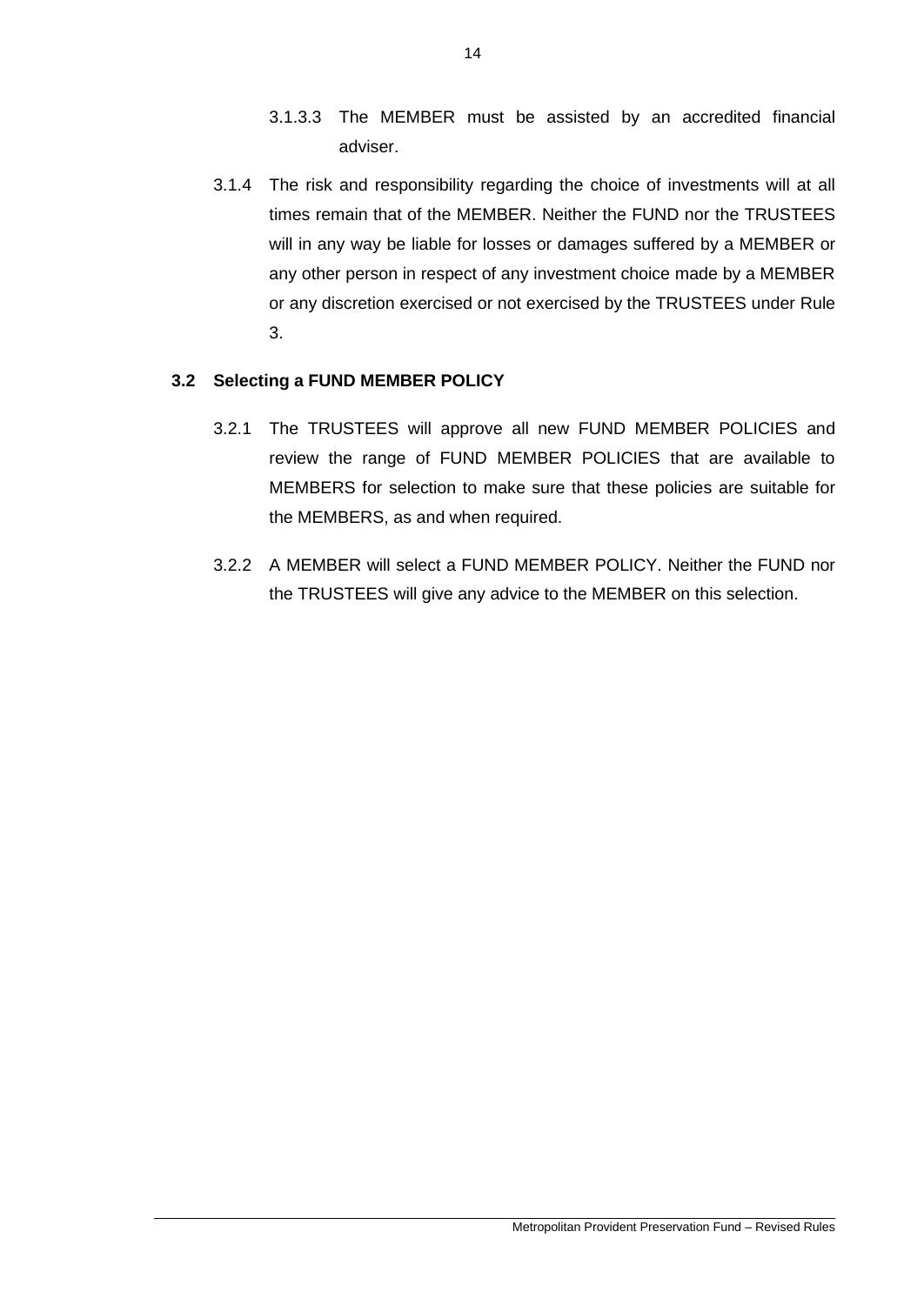3.1.3.3 The MEMBER must be assisted by an accredited financial adviser.

3.1.4 The risk and responsibility regarding the choice of investments will at all times remain that of the MEMBER. Neither the FUND nor the TRUSTEES will in any way be liable for losses or damages suffered by a MEMBER or any other person in respect of any investment choice made by a MEMBER or any discretion exercised or not exercised by the TRUSTEES under Rule 3.

### 3.2 Selecting a FUND MEMBER POLICY

3.2.1 The TRUSTEES will approve all new FUND MEMBER POLICIES and review the range of FUND MEMBER POLICIES that are available to MEMBERS for selection to make sure that these policies are suitable for the MEMBERS, as and when required.

3.2.2 A MEMBER will select a FUND MEMBER POLICY. Neither the FUND nor the TRUSTEES will give any advice to the MEMBER on this selection.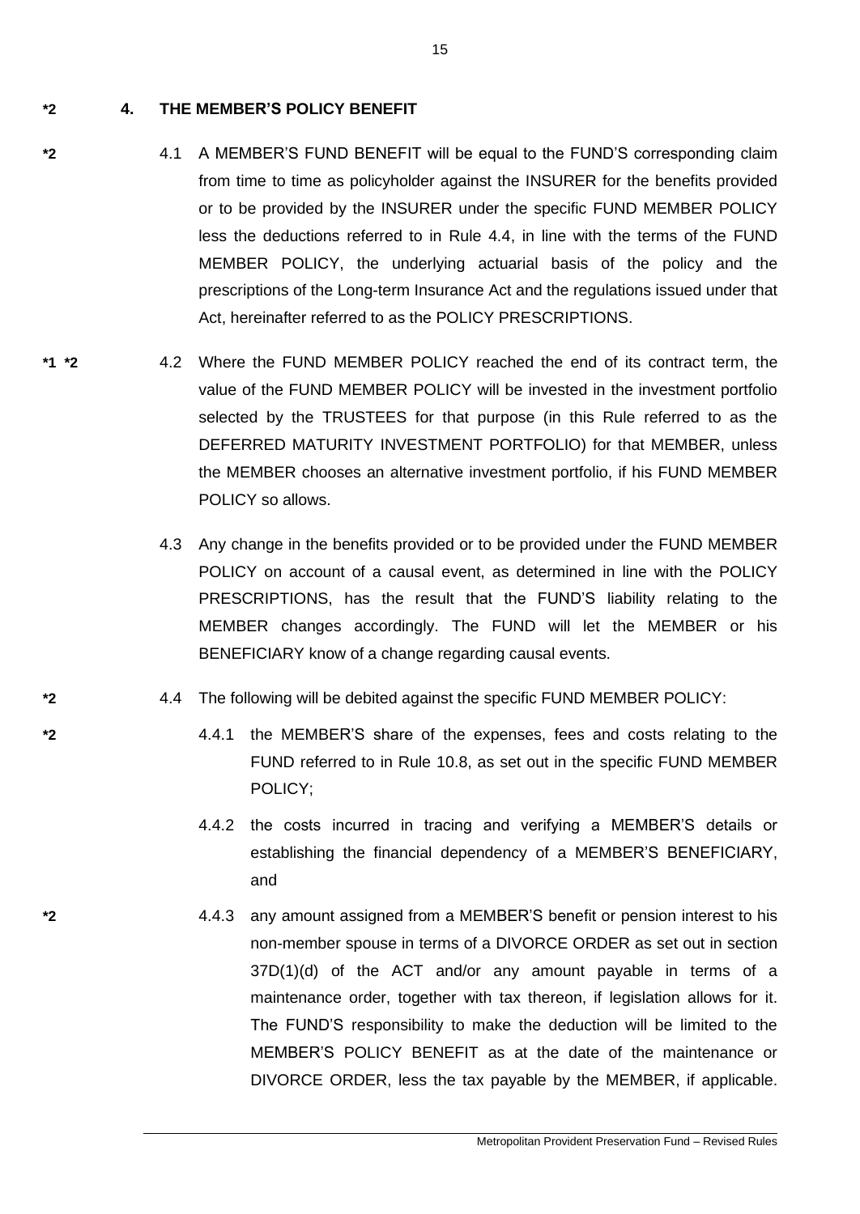*2 **4. THE MEMBER'S POLICY BENEFIT**

*2 4.1 A MEMBER'S FUND BENEFIT will be equal to the FUND'S corresponding claim from time to time as policyholder against the INSURER for the benefits provided or to be provided by the INSURER under the specific FUND MEMBER POLICY less the deductions referred to in Rule 4.4, in line with the terms of the FUND MEMBER POLICY, the underlying actuarial basis of the policy and the prescriptions of the Long-term Insurance Act and the regulations issued under that Act, hereinafter referred to as the POLICY PRESCRIPTIONS.

*1 *2 4.2 Where the FUND MEMBER POLICY reached the end of its contract term, the value of the FUND MEMBER POLICY will be invested in the investment portfolio selected by the TRUSTEES for that purpose (in this Rule referred to as the DEFERRED MATURITY INVESTMENT PORTFOLIO) for that MEMBER, unless the MEMBER chooses an alternative investment portfolio, if his FUND MEMBER POLICY so allows.

4.3 Any change in the benefits provided or to be provided under the FUND MEMBER POLICY on account of a causal event, as determined in line with the POLICY PRESCRIPTIONS, has the result that the FUND'S liability relating to the MEMBER changes accordingly. The FUND will let the MEMBER or his BENEFICIARY know of a change regarding causal events.

*2 4.4 The following will be debited against the specific FUND MEMBER POLICY:

*2 4.4.1 the MEMBER'S share of the expenses, fees and costs relating to the FUND referred to in Rule 10.8, as set out in the specific FUND MEMBER POLICY;

4.4.2 the costs incurred in tracing and verifying a MEMBER'S details or establishing the financial dependency of a MEMBER'S BENEFICIARY, and

*2 4.4.3 any amount assigned from a MEMBER'S benefit or pension interest to his non-member spouse in terms of a DIVORCE ORDER as set out in section 37D(1)(d) of the ACT and/or any amount payable in terms of a maintenance order, together with tax thereon, if legislation allows for it. The FUND'S responsibility to make the deduction will be limited to the MEMBER'S POLICY BENEFIT as at the date of the maintenance or DIVORCE ORDER, less the tax payable by the MEMBER, if applicable.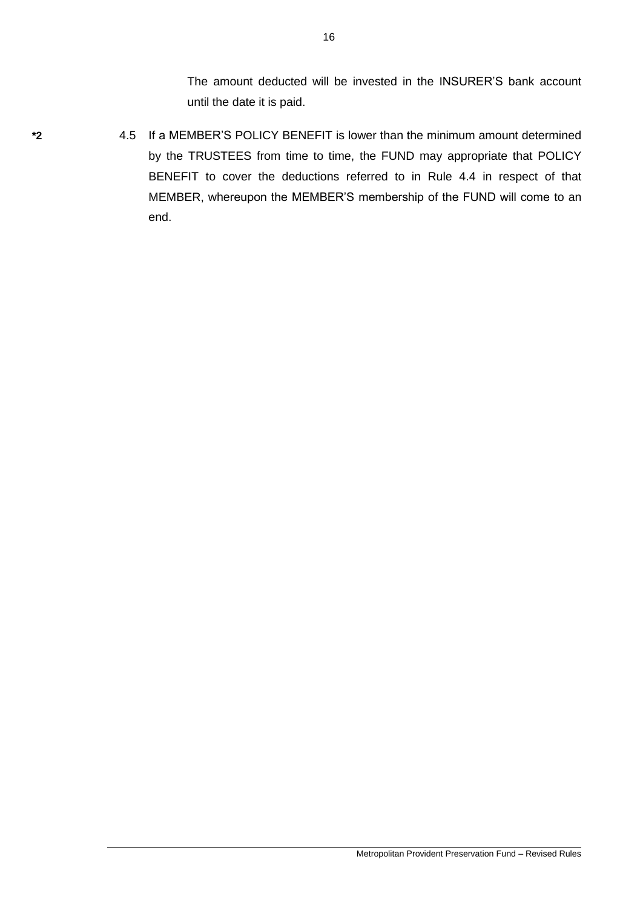The amount deducted will be invested in the INSURER'S bank account until the date it is paid.

*2 4.5 If a MEMBER'S POLICY BENEFIT is lower than the minimum amount determined by the TRUSTEES from time to time, the FUND may appropriate that POLICY BENEFIT to cover the deductions referred to in Rule 4.4 in respect of that MEMBER, whereupon the MEMBER'S membership of the FUND will come to an end.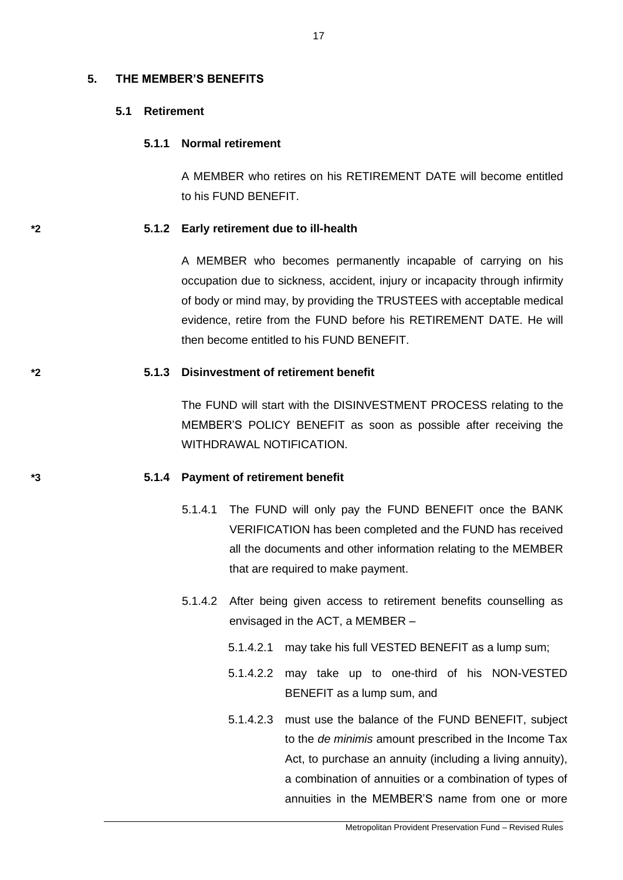## 5. THE MEMBER'S BENEFITS

### 5.1 Retirement

#### 5.1.1 Normal retirement

A MEMBER who retires on his RETIREMENT DATE will become entitled to his FUND BENEFIT.

*2

#### 5.1.2 Early retirement due to ill-health

A MEMBER who becomes permanently incapable of carrying on his occupation due to sickness, accident, injury or incapacity through infirmity of body or mind may, by providing the TRUSTEES with acceptable medical evidence, retire from the FUND before his RETIREMENT DATE. He will then become entitled to his FUND BENEFIT.

*2

#### 5.1.3 Disinvestment of retirement benefit

The FUND will start with the DISINVESTMENT PROCESS relating to the MEMBER'S POLICY BENEFIT as soon as possible after receiving the WITHDRAWAL NOTIFICATION.

*3

#### 5.1.4 Payment of retirement benefit

5.1.4.1 The FUND will only pay the FUND BENEFIT once the BANK VERIFICATION has been completed and the FUND has received all the documents and other information relating to the MEMBER that are required to make payment.

5.1.4.2 After being given access to retirement benefits counselling as envisaged in the ACT, a MEMBER –

5.1.4.2.1 may take his full VESTED BENEFIT as a lump sum;

5.1.4.2.2 may take up to one-third of his NON-VESTED BENEFIT as a lump sum, and

5.1.4.2.3 must use the balance of the FUND BENEFIT, subject to the *de minimis* amount prescribed in the Income Tax Act, to purchase an annuity (including a living annuity), a combination of annuities or a combination of types of annuities in the MEMBER'S name from one or more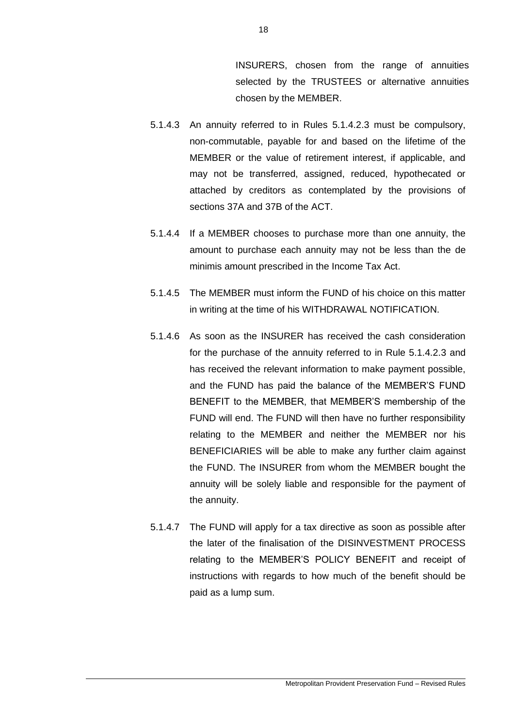INSURERS, chosen from the range of annuities selected by the TRUSTEES or alternative annuities chosen by the MEMBER.

5.1.4.3 An annuity referred to in Rules 5.1.4.2.3 must be compulsory, non-commutable, payable for and based on the lifetime of the MEMBER or the value of retirement interest, if applicable, and may not be transferred, assigned, reduced, hypothecated or attached by creditors as contemplated by the provisions of sections 37A and 37B of the ACT.

5.1.4.4 If a MEMBER chooses to purchase more than one annuity, the amount to purchase each annuity may not be less than the de minimis amount prescribed in the Income Tax Act.

5.1.4.5 The MEMBER must inform the FUND of his choice on this matter in writing at the time of his WITHDRAWAL NOTIFICATION.

5.1.4.6 As soon as the INSURER has received the cash consideration for the purchase of the annuity referred to in Rule 5.1.4.2.3 and has received the relevant information to make payment possible, and the FUND has paid the balance of the MEMBER'S FUND BENEFIT to the MEMBER, that MEMBER'S membership of the FUND will end. The FUND will then have no further responsibility relating to the MEMBER and neither the MEMBER nor his BENEFICIARIES will be able to make any further claim against the FUND. The INSURER from whom the MEMBER bought the annuity will be solely liable and responsible for the payment of the annuity.

5.1.4.7 The FUND will apply for a tax directive as soon as possible after the later of the finalisation of the DISINVESTMENT PROCESS relating to the MEMBER'S POLICY BENEFIT and receipt of instructions with regards to how much of the benefit should be paid as a lump sum.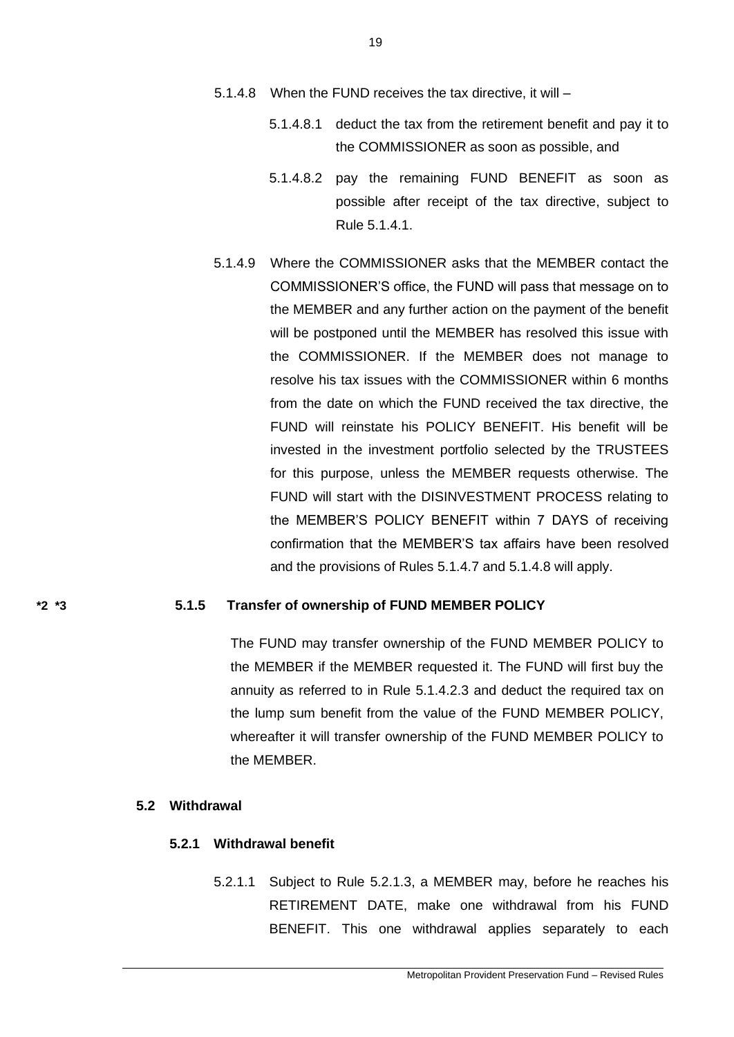5.1.4.8 When the FUND receives the tax directive, it will –

5.1.4.8.1 deduct the tax from the retirement benefit and pay it to the COMMISSIONER as soon as possible, and

5.1.4.8.2 pay the remaining FUND BENEFIT as soon as possible after receipt of the tax directive, subject to Rule 5.1.4.1.

5.1.4.9 Where the COMMISSIONER asks that the MEMBER contact the COMMISSIONER'S office, the FUND will pass that message on to the MEMBER and any further action on the payment of the benefit will be postponed until the MEMBER has resolved this issue with the COMMISSIONER. If the MEMBER does not manage to resolve his tax issues with the COMMISSIONER within 6 months from the date on which the FUND received the tax directive, the FUND will reinstate his POLICY BENEFIT. His benefit will be invested in the investment portfolio selected by the TRUSTEES for this purpose, unless the MEMBER requests otherwise. The FUND will start with the DISINVESTMENT PROCESS relating to the MEMBER'S POLICY BENEFIT within 7 DAYS of receiving confirmation that the MEMBER'S tax affairs have been resolved and the provisions of Rules 5.1.4.7 and 5.1.4.8 will apply.

**\*2 \*3** **5.1.5 Transfer of ownership of FUND MEMBER POLICY**

The FUND may transfer ownership of the FUND MEMBER POLICY to the MEMBER if the MEMBER requested it. The FUND will first buy the annuity as referred to in Rule 5.1.4.2.3 and deduct the required tax on the lump sum benefit from the value of the FUND MEMBER POLICY, whereafter it will transfer ownership of the FUND MEMBER POLICY to the MEMBER.

### 5.2 Withdrawal

#### 5.2.1 Withdrawal benefit

5.2.1.1 Subject to Rule 5.2.1.3, a MEMBER may, before he reaches his RETIREMENT DATE, make one withdrawal from his FUND BENEFIT. This one withdrawal applies separately to each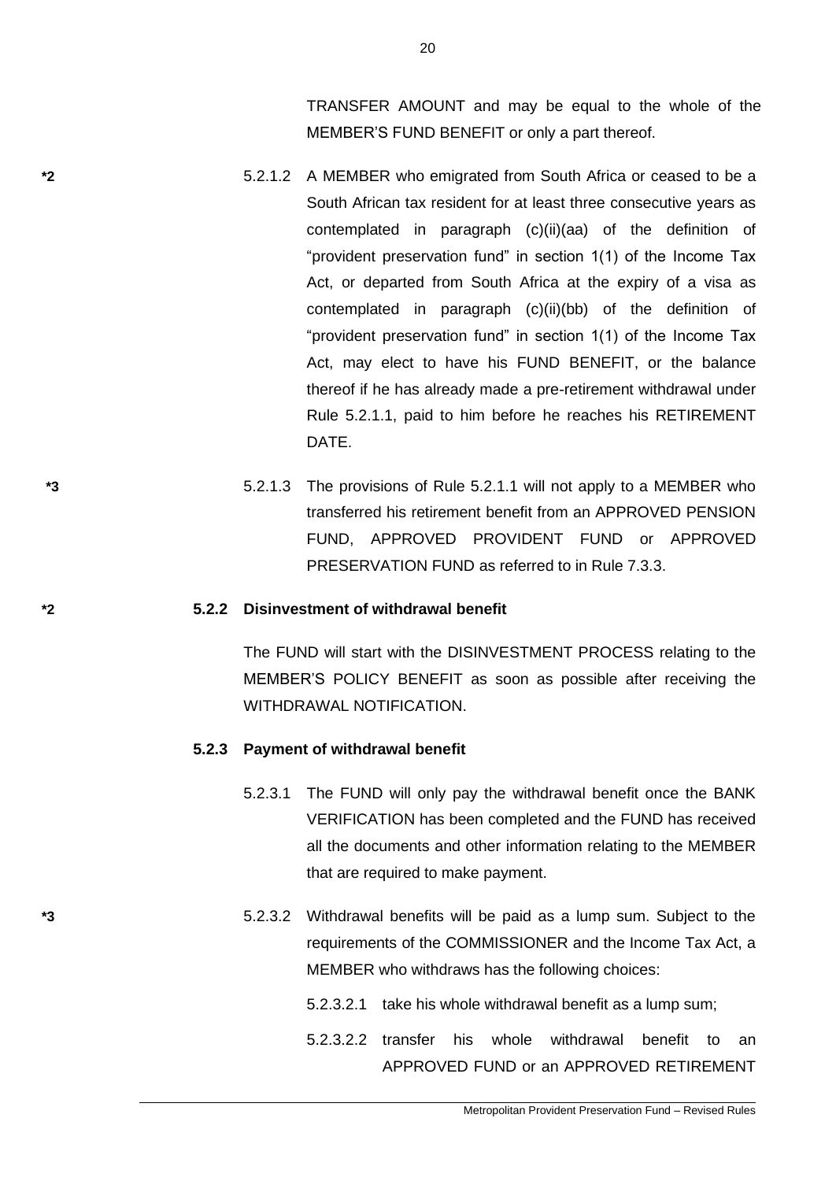TRANSFER AMOUNT and may be equal to the whole of the MEMBER'S FUND BENEFIT or only a part thereof.

*2 5.2.1.2 A MEMBER who emigrated from South Africa or ceased to be a South African tax resident for at least three consecutive years as contemplated in paragraph (c)(ii)(aa) of the definition of "provident preservation fund" in section 1(1) of the Income Tax Act, or departed from South Africa at the expiry of a visa as contemplated in paragraph (c)(ii)(bb) of the definition of "provident preservation fund" in section 1(1) of the Income Tax Act, may elect to have his FUND BENEFIT, or the balance thereof if he has already made a pre-retirement withdrawal under Rule 5.2.1.1, paid to him before he reaches his RETIREMENT DATE.

*3 5.2.1.3 The provisions of Rule 5.2.1.1 will not apply to a MEMBER who transferred his retirement benefit from an APPROVED PENSION FUND, APPROVED PROVIDENT FUND or APPROVED PRESERVATION FUND as referred to in Rule 7.3.3.

*2 **5.2.2 Disinvestment of withdrawal benefit**

The FUND will start with the DISINVESTMENT PROCESS relating to the MEMBER'S POLICY BENEFIT as soon as possible after receiving the WITHDRAWAL NOTIFICATION.

**5.2.3 Payment of withdrawal benefit**

5.2.3.1 The FUND will only pay the withdrawal benefit once the BANK VERIFICATION has been completed and the FUND has received all the documents and other information relating to the MEMBER that are required to make payment.

*3 5.2.3.2 Withdrawal benefits will be paid as a lump sum. Subject to the requirements of the COMMISSIONER and the Income Tax Act, a MEMBER who withdraws has the following choices:

5.2.3.2.1 take his whole withdrawal benefit as a lump sum;

5.2.3.2.2 transfer his whole withdrawal benefit to an APPROVED FUND or an APPROVED RETIREMENT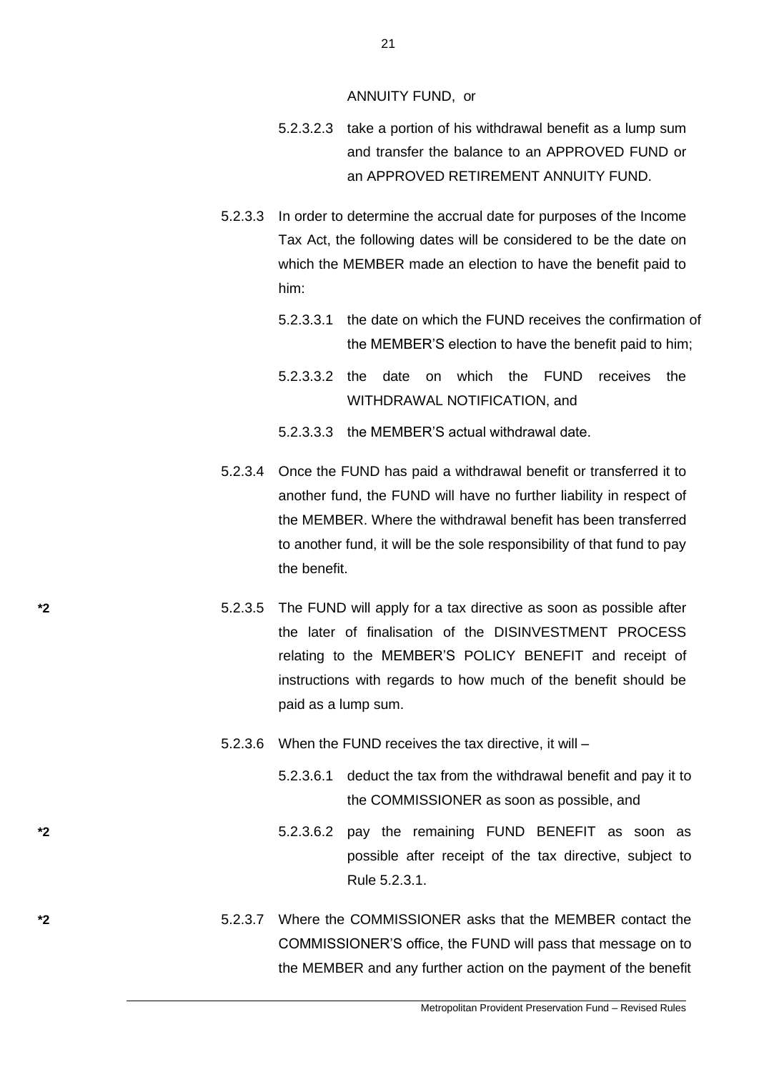ANNUITY FUND, or

5.2.3.2.3 take a portion of his withdrawal benefit as a lump sum and transfer the balance to an APPROVED FUND or an APPROVED RETIREMENT ANNUITY FUND.

5.2.3.3 In order to determine the accrual date for purposes of the Income Tax Act, the following dates will be considered to be the date on which the MEMBER made an election to have the benefit paid to him:

5.2.3.3.1 the date on which the FUND receives the confirmation of the MEMBER'S election to have the benefit paid to him;

5.2.3.3.2 the date on which the FUND receives the WITHDRAWAL NOTIFICATION, and

5.2.3.3.3 the MEMBER'S actual withdrawal date.

5.2.3.4 Once the FUND has paid a withdrawal benefit or transferred it to another fund, the FUND will have no further liability in respect of the MEMBER. Where the withdrawal benefit has been transferred to another fund, it will be the sole responsibility of that fund to pay the benefit.

*2 5.2.3.5 The FUND will apply for a tax directive as soon as possible after the later of finalisation of the DISINVESTMENT PROCESS relating to the MEMBER'S POLICY BENEFIT and receipt of instructions with regards to how much of the benefit should be paid as a lump sum.

5.2.3.6 When the FUND receives the tax directive, it will –

5.2.3.6.1 deduct the tax from the withdrawal benefit and pay it to the COMMISSIONER as soon as possible, and

*2 5.2.3.6.2 pay the remaining FUND BENEFIT as soon as possible after receipt of the tax directive, subject to Rule 5.2.3.1.

*2 5.2.3.7 Where the COMMISSIONER asks that the MEMBER contact the COMMISSIONER'S office, the FUND will pass that message on to the MEMBER and any further action on the payment of the benefit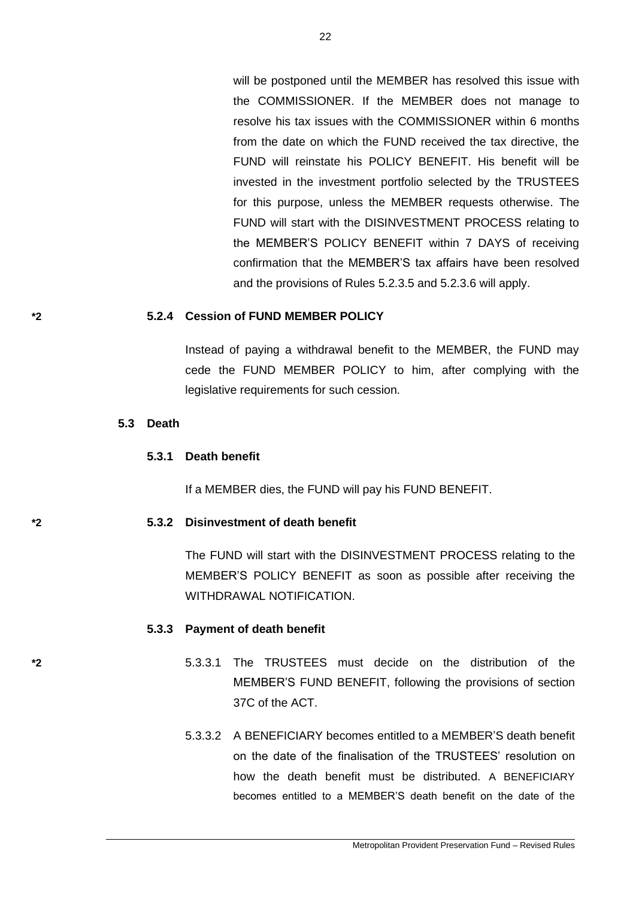will be postponed until the MEMBER has resolved this issue with the COMMISSIONER. If the MEMBER does not manage to resolve his tax issues with the COMMISSIONER within 6 months from the date on which the FUND received the tax directive, the FUND will reinstate his POLICY BENEFIT. His benefit will be invested in the investment portfolio selected by the TRUSTEES for this purpose, unless the MEMBER requests otherwise. The FUND will start with the DISINVESTMENT PROCESS relating to the MEMBER'S POLICY BENEFIT within 7 DAYS of receiving confirmation that the MEMBER'S tax affairs have been resolved and the provisions of Rules 5.2.3.5 and 5.2.3.6 will apply.

*2 **5.2.4 Cession of FUND MEMBER POLICY**

Instead of paying a withdrawal benefit to the MEMBER, the FUND may cede the FUND MEMBER POLICY to him, after complying with the legislative requirements for such cession.

### 5.3 Death

**5.3.1 Death benefit**

If a MEMBER dies, the FUND will pay his FUND BENEFIT.

*2 **5.3.2 Disinvestment of death benefit**

The FUND will start with the DISINVESTMENT PROCESS relating to the MEMBER'S POLICY BENEFIT as soon as possible after receiving the WITHDRAWAL NOTIFICATION.

**5.3.3 Payment of death benefit**

*2 5.3.3.1 The TRUSTEES must decide on the distribution of the MEMBER'S FUND BENEFIT, following the provisions of section 37C of the ACT.

5.3.3.2 A BENEFICIARY becomes entitled to a MEMBER'S death benefit on the date of the finalisation of the TRUSTEES' resolution on how the death benefit must be distributed. A BENEFICIARY becomes entitled to a MEMBER'S death benefit on the date of the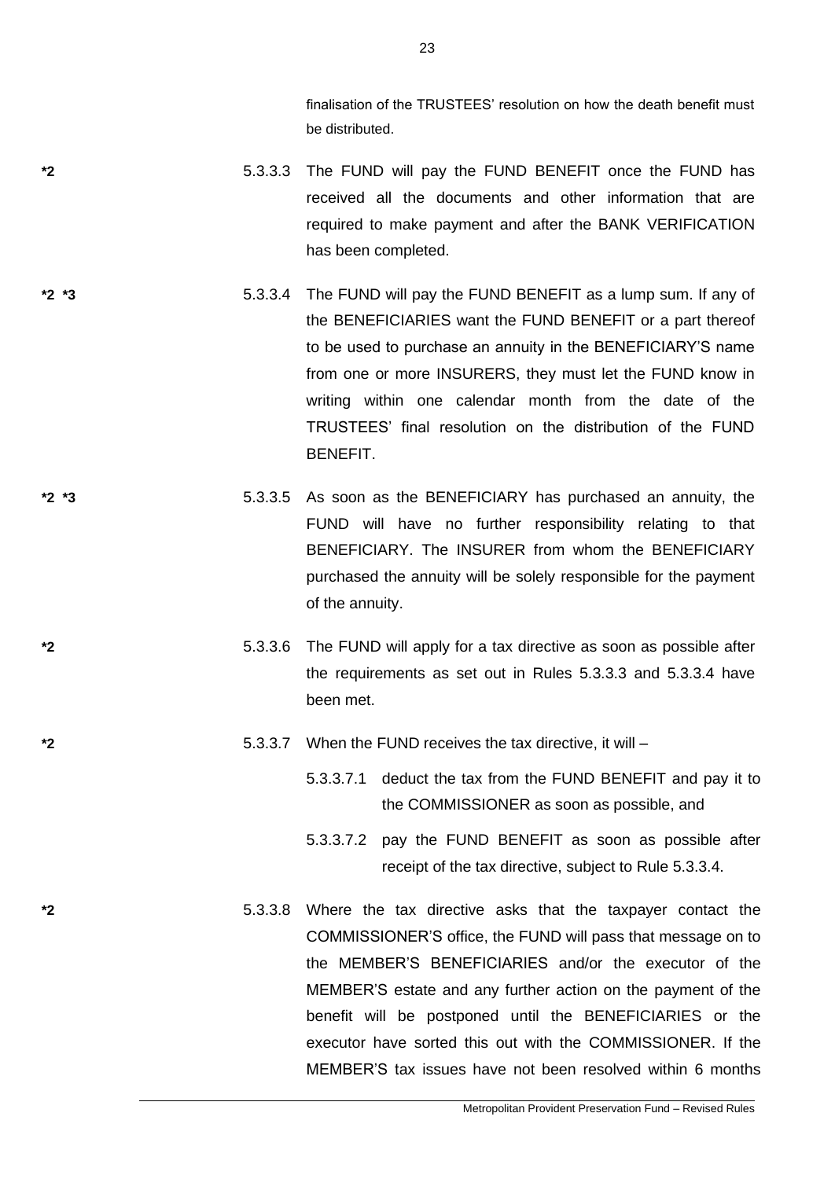finalisation of the TRUSTEES' resolution on how the death benefit must be distributed.

*2 5.3.3.3 The FUND will pay the FUND BENEFIT once the FUND has received all the documents and other information that are required to make payment and after the BANK VERIFICATION has been completed.

*2 *3 5.3.3.4 The FUND will pay the FUND BENEFIT as a lump sum. If any of the BENEFICIARIES want the FUND BENEFIT or a part thereof to be used to purchase an annuity in the BENEFICIARY'S name from one or more INSURERS, they must let the FUND know in writing within one calendar month from the date of the TRUSTEES' final resolution on the distribution of the FUND BENEFIT.

*2 *3 5.3.3.5 As soon as the BENEFICIARY has purchased an annuity, the FUND will have no further responsibility relating to that BENEFICIARY. The INSURER from whom the BENEFICIARY purchased the annuity will be solely responsible for the payment of the annuity.

*2 5.3.3.6 The FUND will apply for a tax directive as soon as possible after the requirements as set out in Rules 5.3.3.3 and 5.3.3.4 have been met.

*2 5.3.3.7 When the FUND receives the tax directive, it will –

5.3.3.7.1 deduct the tax from the FUND BENEFIT and pay it to the COMMISSIONER as soon as possible, and

5.3.3.7.2 pay the FUND BENEFIT as soon as possible after receipt of the tax directive, subject to Rule 5.3.3.4.

*2 5.3.3.8 Where the tax directive asks that the taxpayer contact the COMMISSIONER'S office, the FUND will pass that message on to the MEMBER'S BENEFICIARIES and/or the executor of the MEMBER'S estate and any further action on the payment of the benefit will be postponed until the BENEFICIARIES or the executor have sorted this out with the COMMISSIONER. If the MEMBER'S tax issues have not been resolved within 6 months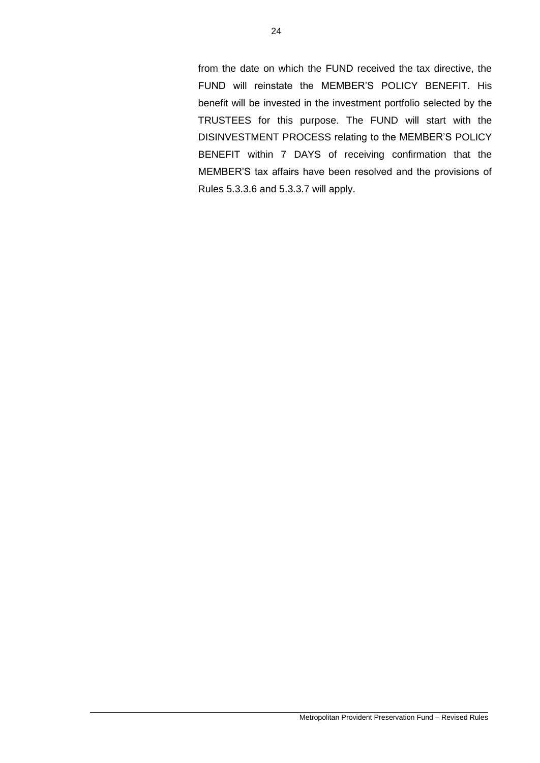from the date on which the FUND received the tax directive, the FUND will reinstate the MEMBER'S POLICY BENEFIT. His benefit will be invested in the investment portfolio selected by the TRUSTEES for this purpose. The FUND will start with the DISINVESTMENT PROCESS relating to the MEMBER'S POLICY BENEFIT within 7 DAYS of receiving confirmation that the MEMBER'S tax affairs have been resolved and the provisions of Rules 5.3.3.6 and 5.3.3.7 will apply.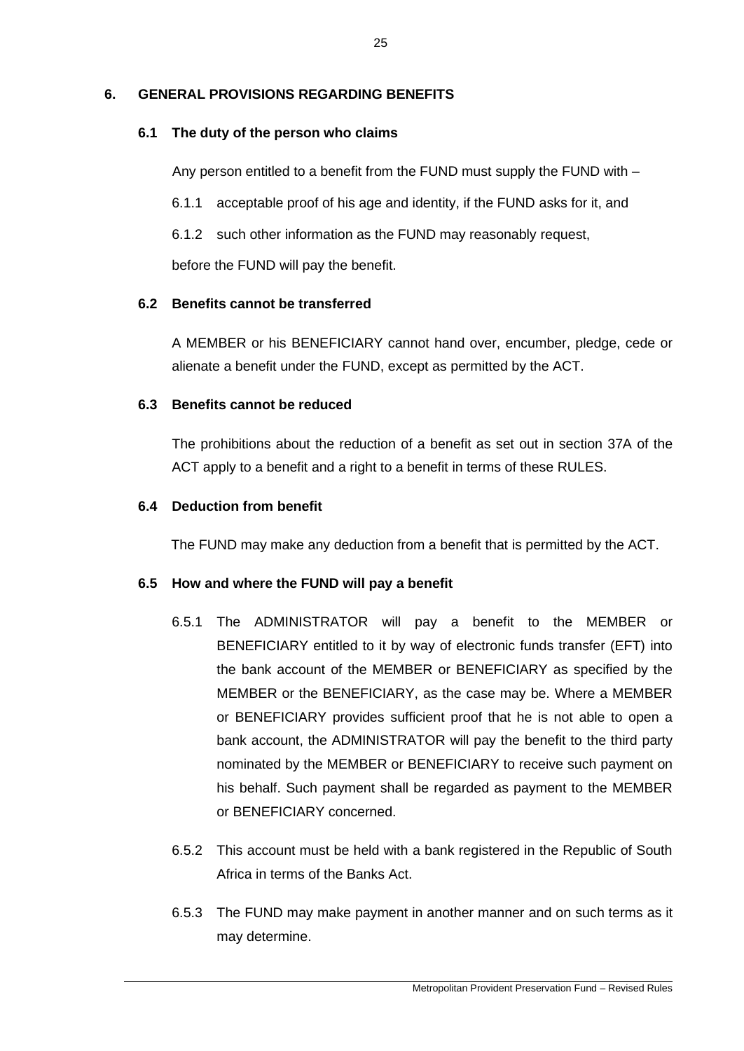## 6. GENERAL PROVISIONS REGARDING BENEFITS

### 6.1 The duty of the person who claims

Any person entitled to a benefit from the FUND must supply the FUND with –

6.1.1 acceptable proof of his age and identity, if the FUND asks for it, and

6.1.2 such other information as the FUND may reasonably request,

before the FUND will pay the benefit.

### 6.2 Benefits cannot be transferred

A MEMBER or his BENEFICIARY cannot hand over, encumber, pledge, cede or alienate a benefit under the FUND, except as permitted by the ACT.

### 6.3 Benefits cannot be reduced

The prohibitions about the reduction of a benefit as set out in section 37A of the ACT apply to a benefit and a right to a benefit in terms of these RULES.

### 6.4 Deduction from benefit

The FUND may make any deduction from a benefit that is permitted by the ACT.

### 6.5 How and where the FUND will pay a benefit

6.5.1 The ADMINISTRATOR will pay a benefit to the MEMBER or BENEFICIARY entitled to it by way of electronic funds transfer (EFT) into the bank account of the MEMBER or BENEFICIARY as specified by the MEMBER or the BENEFICIARY, as the case may be. Where a MEMBER or BENEFICIARY provides sufficient proof that he is not able to open a bank account, the ADMINISTRATOR will pay the benefit to the third party nominated by the MEMBER or BENEFICIARY to receive such payment on his behalf. Such payment shall be regarded as payment to the MEMBER or BENEFICIARY concerned.

6.5.2 This account must be held with a bank registered in the Republic of South Africa in terms of the Banks Act.

6.5.3 The FUND may make payment in another manner and on such terms as it may determine.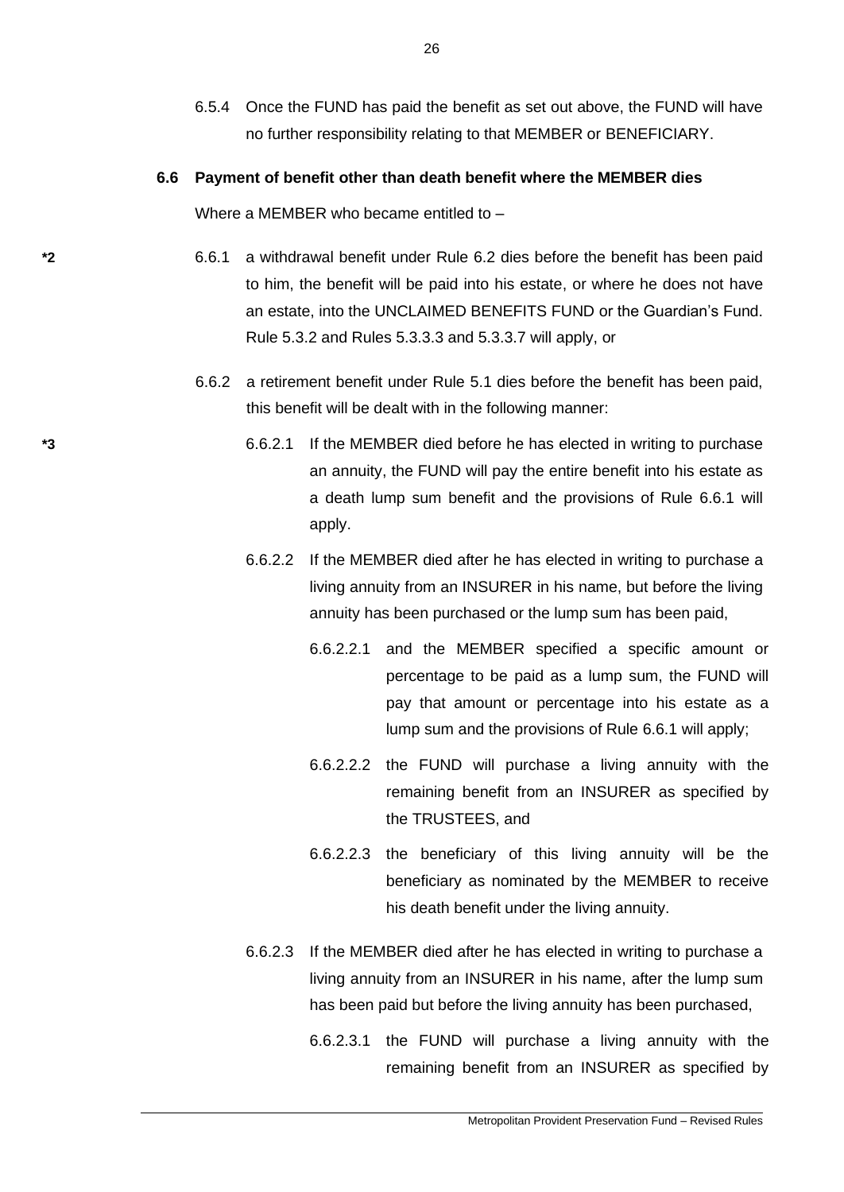6.5.4 Once the FUND has paid the benefit as set out above, the FUND will have no further responsibility relating to that MEMBER or BENEFICIARY.

**6.6 Payment of benefit other than death benefit where the MEMBER dies**

Where a MEMBER who became entitled to –

*2 6.6.1 a withdrawal benefit under Rule 6.2 dies before the benefit has been paid to him, the benefit will be paid into his estate, or where he does not have an estate, into the UNCLAIMED BENEFITS FUND or the Guardian's Fund. Rule 5.3.2 and Rules 5.3.3.3 and 5.3.3.7 will apply, or

6.6.2 a retirement benefit under Rule 5.1 dies before the benefit has been paid, this benefit will be dealt with in the following manner:

*3 6.6.2.1 If the MEMBER died before he has elected in writing to purchase an annuity, the FUND will pay the entire benefit into his estate as a death lump sum benefit and the provisions of Rule 6.6.1 will apply.

6.6.2.2 If the MEMBER died after he has elected in writing to purchase a living annuity from an INSURER in his name, but before the living annuity has been purchased or the lump sum has been paid,

6.6.2.2.1 and the MEMBER specified a specific amount or percentage to be paid as a lump sum, the FUND will pay that amount or percentage into his estate as a lump sum and the provisions of Rule 6.6.1 will apply;

6.6.2.2.2 the FUND will purchase a living annuity with the remaining benefit from an INSURER as specified by the TRUSTEES, and

6.6.2.2.3 the beneficiary of this living annuity will be the beneficiary as nominated by the MEMBER to receive his death benefit under the living annuity.

6.6.2.3 If the MEMBER died after he has elected in writing to purchase a living annuity from an INSURER in his name, after the lump sum has been paid but before the living annuity has been purchased,

6.6.2.3.1 the FUND will purchase a living annuity with the remaining benefit from an INSURER as specified by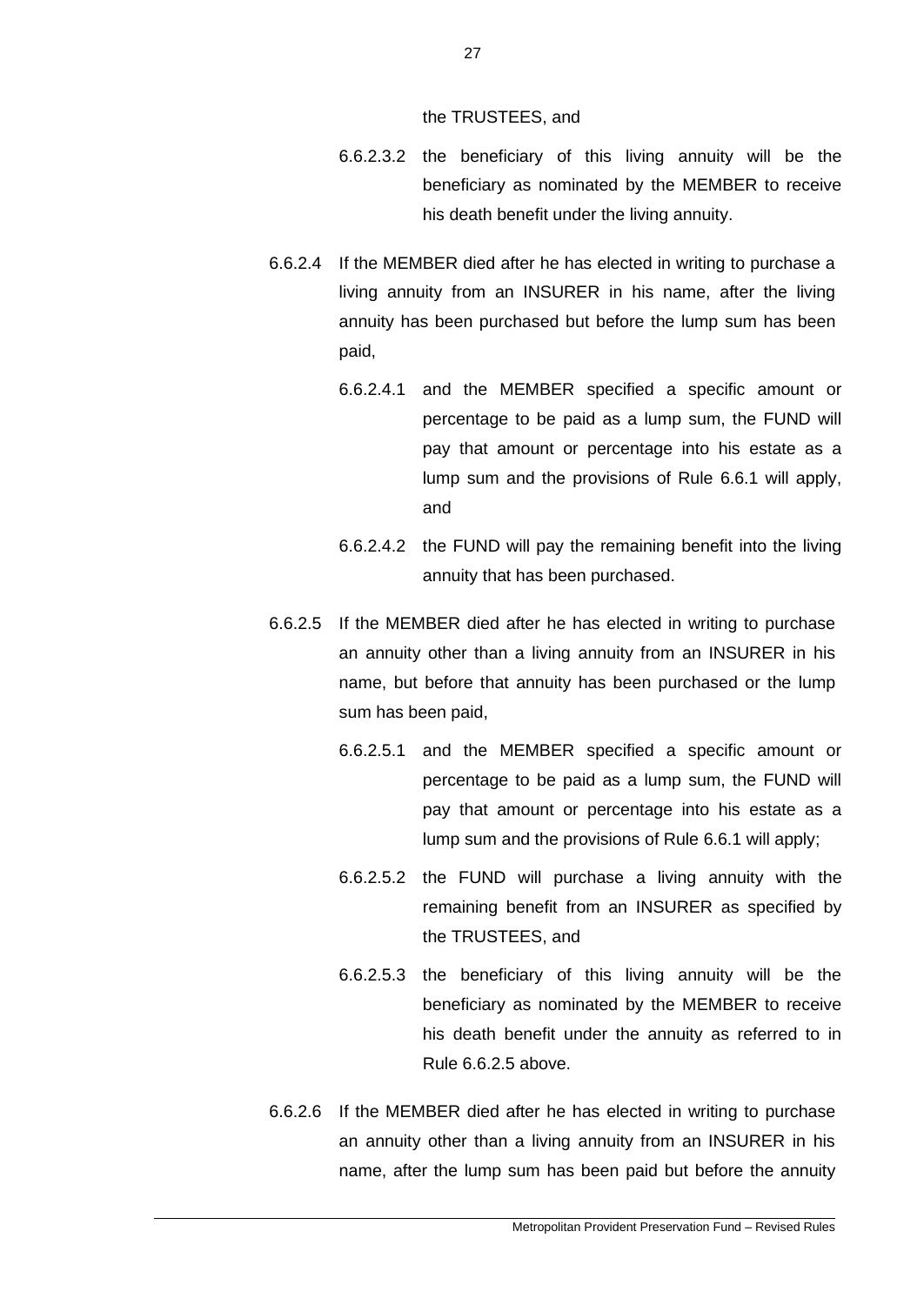the TRUSTEES, and

6.6.2.3.2 the beneficiary of this living annuity will be the beneficiary as nominated by the MEMBER to receive his death benefit under the living annuity.

6.6.2.4 If the MEMBER died after he has elected in writing to purchase a living annuity from an INSURER in his name, after the living annuity has been purchased but before the lump sum has been paid,

6.6.2.4.1 and the MEMBER specified a specific amount or percentage to be paid as a lump sum, the FUND will pay that amount or percentage into his estate as a lump sum and the provisions of Rule 6.6.1 will apply, and

6.6.2.4.2 the FUND will pay the remaining benefit into the living annuity that has been purchased.

6.6.2.5 If the MEMBER died after he has elected in writing to purchase an annuity other than a living annuity from an INSURER in his name, but before that annuity has been purchased or the lump sum has been paid,

6.6.2.5.1 and the MEMBER specified a specific amount or percentage to be paid as a lump sum, the FUND will pay that amount or percentage into his estate as a lump sum and the provisions of Rule 6.6.1 will apply;

6.6.2.5.2 the FUND will purchase a living annuity with the remaining benefit from an INSURER as specified by the TRUSTEES, and

6.6.2.5.3 the beneficiary of this living annuity will be the beneficiary as nominated by the MEMBER to receive his death benefit under the annuity as referred to in Rule 6.6.2.5 above.

6.6.2.6 If the MEMBER died after he has elected in writing to purchase an annuity other than a living annuity from an INSURER in his name, after the lump sum has been paid but before the annuity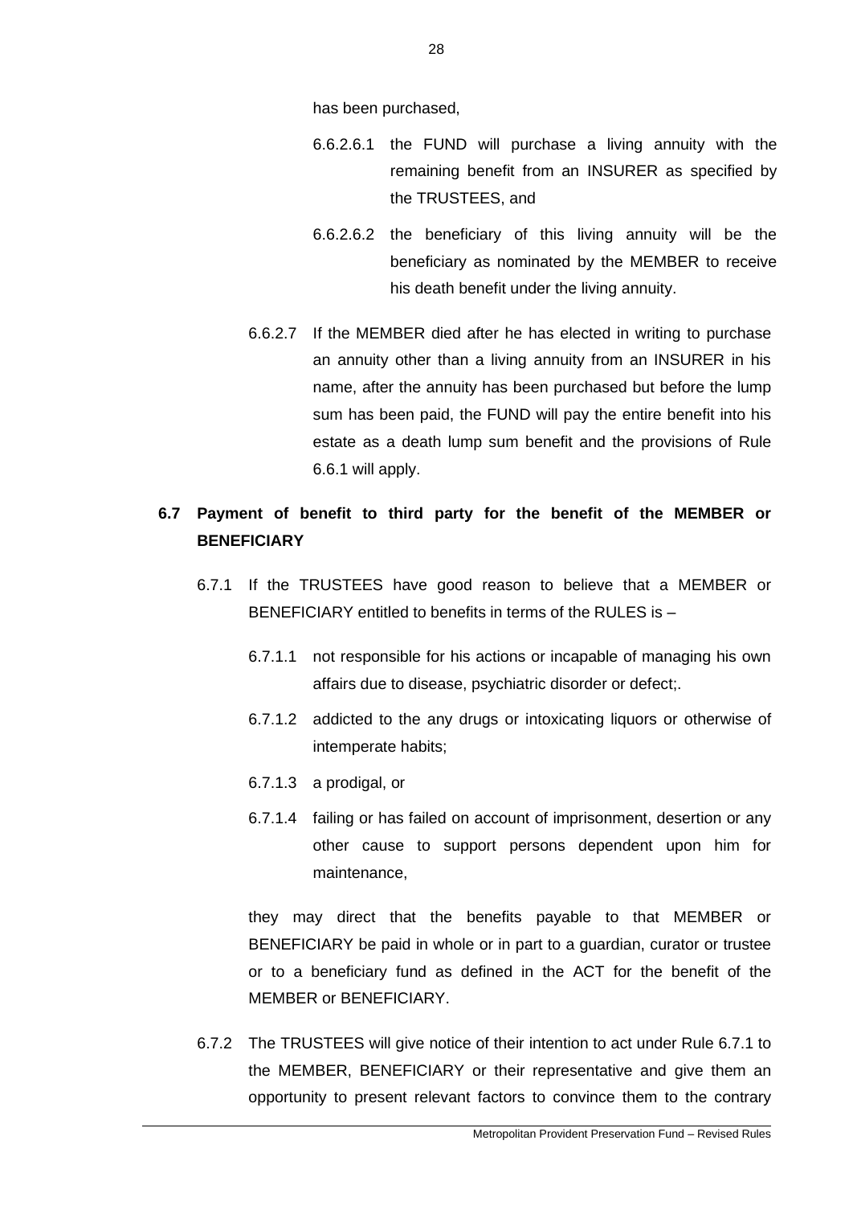has been purchased,

6.6.2.6.1 the FUND will purchase a living annuity with the remaining benefit from an INSURER as specified by the TRUSTEES, and

6.6.2.6.2 the beneficiary of this living annuity will be the beneficiary as nominated by the MEMBER to receive his death benefit under the living annuity.

6.6.2.7 If the MEMBER died after he has elected in writing to purchase an annuity other than a living annuity from an INSURER in his name, after the annuity has been purchased but before the lump sum has been paid, the FUND will pay the entire benefit into his estate as a death lump sum benefit and the provisions of Rule 6.6.1 will apply.

**6.7 Payment of benefit to third party for the benefit of the MEMBER or BENEFICIARY**

6.7.1 If the TRUSTEES have good reason to believe that a MEMBER or BENEFICIARY entitled to benefits in terms of the RULES is –

6.7.1.1 not responsible for his actions or incapable of managing his own affairs due to disease, psychiatric disorder or defect;.

6.7.1.2 addicted to the any drugs or intoxicating liquors or otherwise of intemperate habits;

6.7.1.3 a prodigal, or

6.7.1.4 failing or has failed on account of imprisonment, desertion or any other cause to support persons dependent upon him for maintenance,

they may direct that the benefits payable to that MEMBER or BENEFICIARY be paid in whole or in part to a guardian, curator or trustee or to a beneficiary fund as defined in the ACT for the benefit of the MEMBER or BENEFICIARY.

6.7.2 The TRUSTEES will give notice of their intention to act under Rule 6.7.1 to the MEMBER, BENEFICIARY or their representative and give them an opportunity to present relevant factors to convince them to the contrary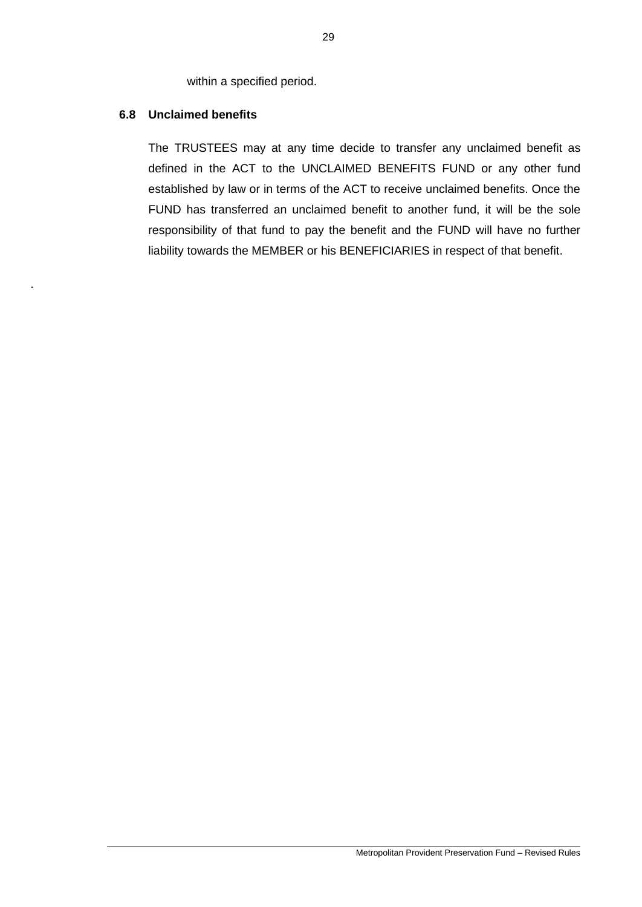within a specified period.

### 6.8 Unclaimed benefits

The TRUSTEES may at any time decide to transfer any unclaimed benefit as defined in the ACT to the UNCLAIMED BENEFITS FUND or any other fund established by law or in terms of the ACT to receive unclaimed benefits. Once the FUND has transferred an unclaimed benefit to another fund, it will be the sole responsibility of that fund to pay the benefit and the FUND will have no further liability towards the MEMBER or his BENEFICIARIES in respect of that benefit.

.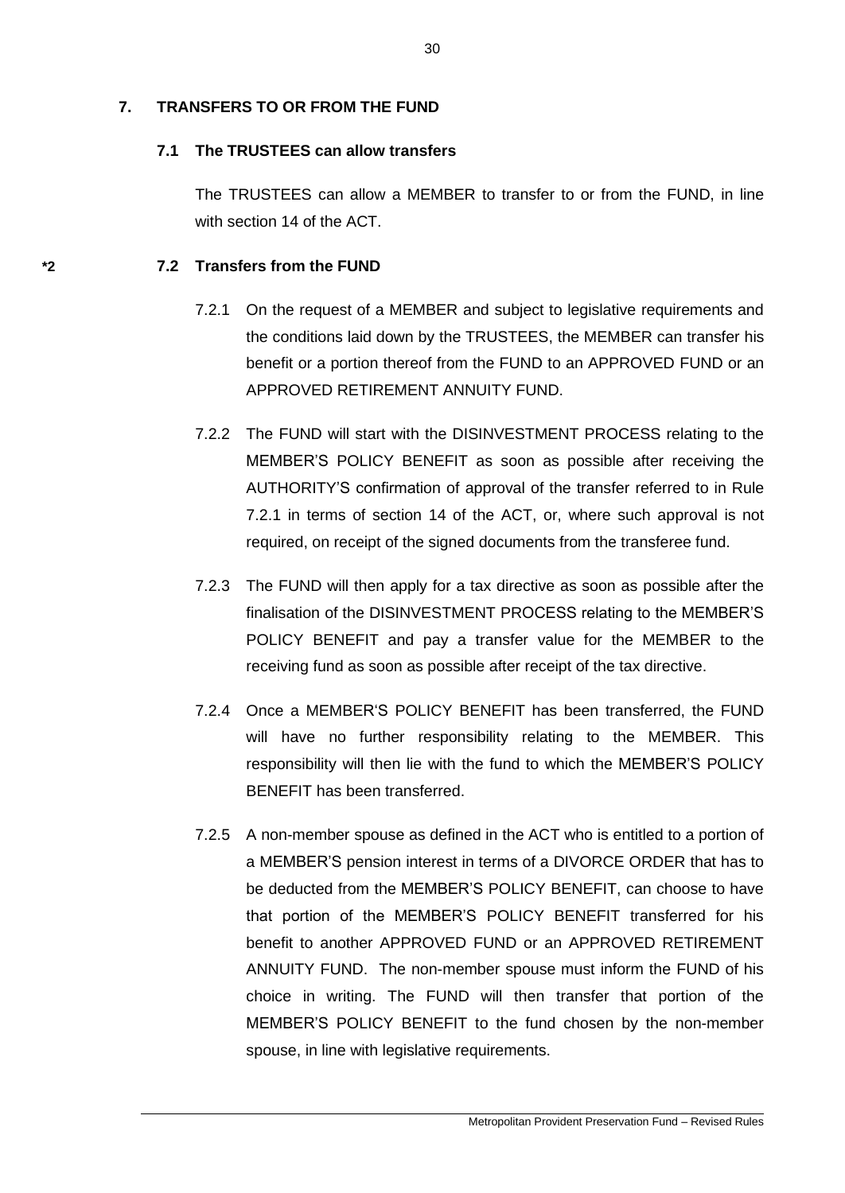## 7. TRANSFERS TO OR FROM THE FUND

### 7.1 The TRUSTEES can allow transfers

The TRUSTEES can allow a MEMBER to transfer to or from the FUND, in line with section 14 of the ACT.

### *2 7.2 Transfers from the FUND

7.2.1 On the request of a MEMBER and subject to legislative requirements and the conditions laid down by the TRUSTEES, the MEMBER can transfer his benefit or a portion thereof from the FUND to an APPROVED FUND or an APPROVED RETIREMENT ANNUITY FUND.

7.2.2 The FUND will start with the DISINVESTMENT PROCESS relating to the MEMBER'S POLICY BENEFIT as soon as possible after receiving the AUTHORITY'S confirmation of approval of the transfer referred to in Rule 7.2.1 in terms of section 14 of the ACT, or, where such approval is not required, on receipt of the signed documents from the transferee fund.

7.2.3 The FUND will then apply for a tax directive as soon as possible after the finalisation of the DISINVESTMENT PROCESS relating to the MEMBER'S POLICY BENEFIT and pay a transfer value for the MEMBER to the receiving fund as soon as possible after receipt of the tax directive.

7.2.4 Once a MEMBER'S POLICY BENEFIT has been transferred, the FUND will have no further responsibility relating to the MEMBER. This responsibility will then lie with the fund to which the MEMBER'S POLICY BENEFIT has been transferred.

7.2.5 A non-member spouse as defined in the ACT who is entitled to a portion of a MEMBER'S pension interest in terms of a DIVORCE ORDER that has to be deducted from the MEMBER'S POLICY BENEFIT, can choose to have that portion of the MEMBER'S POLICY BENEFIT transferred for his benefit to another APPROVED FUND or an APPROVED RETIREMENT ANNUITY FUND. The non-member spouse must inform the FUND of his choice in writing. The FUND will then transfer that portion of the MEMBER'S POLICY BENEFIT to the fund chosen by the non-member spouse, in line with legislative requirements.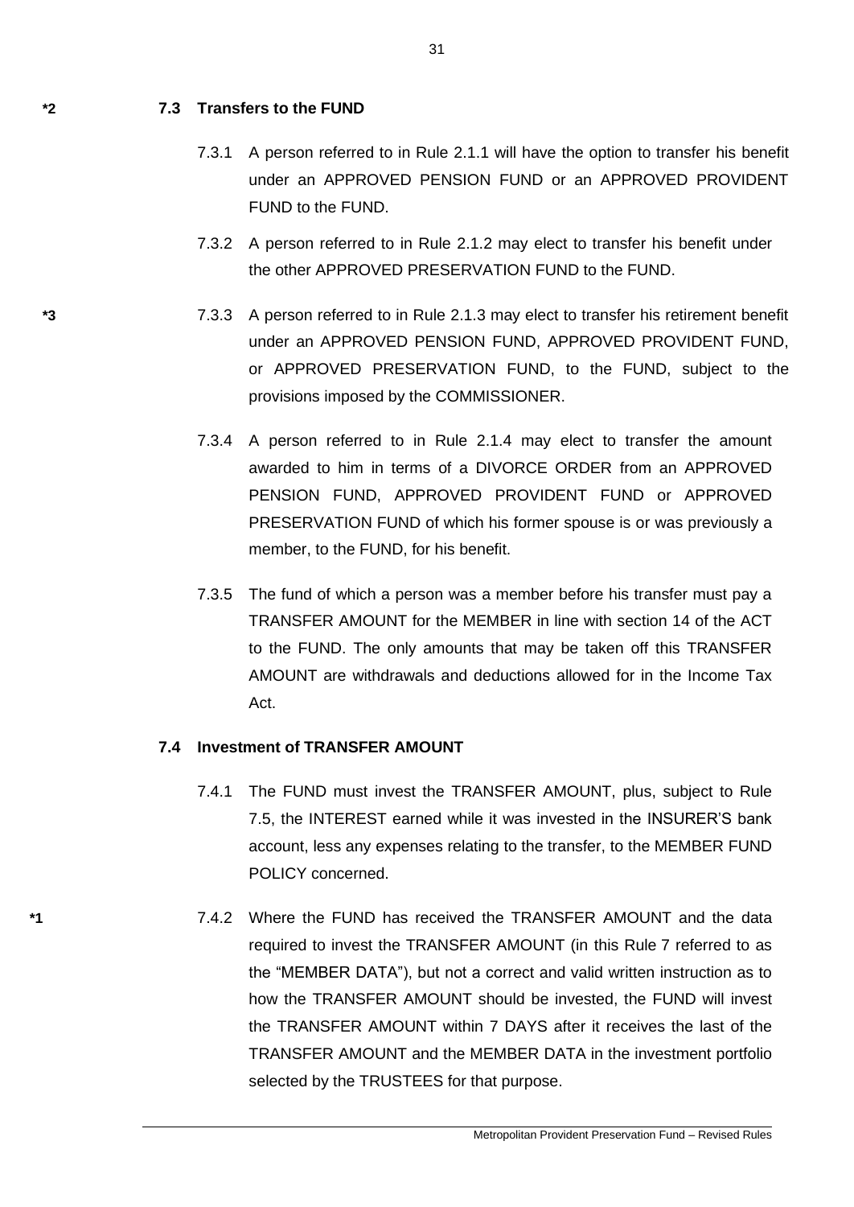*2 **7.3 Transfers to the FUND**

7.3.1 A person referred to in Rule 2.1.1 will have the option to transfer his benefit under an APPROVED PENSION FUND or an APPROVED PROVIDENT FUND to the FUND.

7.3.2 A person referred to in Rule 2.1.2 may elect to transfer his benefit under the other APPROVED PRESERVATION FUND to the FUND.

*3 7.3.3 A person referred to in Rule 2.1.3 may elect to transfer his retirement benefit under an APPROVED PENSION FUND, APPROVED PROVIDENT FUND, or APPROVED PRESERVATION FUND, to the FUND, subject to the provisions imposed by the COMMISSIONER.

7.3.4 A person referred to in Rule 2.1.4 may elect to transfer the amount awarded to him in terms of a DIVORCE ORDER from an APPROVED PENSION FUND, APPROVED PROVIDENT FUND or APPROVED PRESERVATION FUND of which his former spouse is or was previously a member, to the FUND, for his benefit.

7.3.5 The fund of which a person was a member before his transfer must pay a TRANSFER AMOUNT for the MEMBER in line with section 14 of the ACT to the FUND. The only amounts that may be taken off this TRANSFER AMOUNT are withdrawals and deductions allowed for in the Income Tax Act.

**7.4 Investment of TRANSFER AMOUNT**

7.4.1 The FUND must invest the TRANSFER AMOUNT, plus, subject to Rule 7.5, the INTEREST earned while it was invested in the INSURER'S bank account, less any expenses relating to the transfer, to the MEMBER FUND POLICY concerned.

*1 7.4.2 Where the FUND has received the TRANSFER AMOUNT and the data required to invest the TRANSFER AMOUNT (in this Rule 7 referred to as the "MEMBER DATA"), but not a correct and valid written instruction as to how the TRANSFER AMOUNT should be invested, the FUND will invest the TRANSFER AMOUNT within 7 DAYS after it receives the last of the TRANSFER AMOUNT and the MEMBER DATA in the investment portfolio selected by the TRUSTEES for that purpose.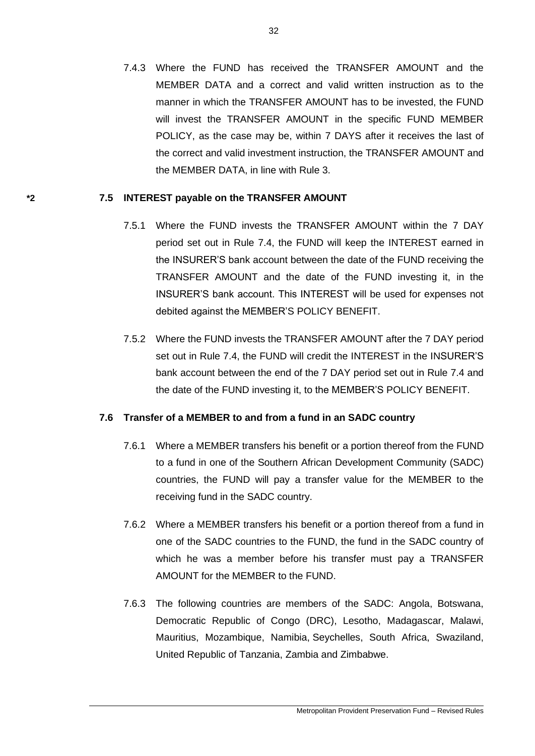7.4.3 Where the FUND has received the TRANSFER AMOUNT and the MEMBER DATA and a correct and valid written instruction as to the manner in which the TRANSFER AMOUNT has to be invested, the FUND will invest the TRANSFER AMOUNT in the specific FUND MEMBER POLICY, as the case may be, within 7 DAYS after it receives the last of the correct and valid investment instruction, the TRANSFER AMOUNT and the MEMBER DATA, in line with Rule 3.

*2 **7.5 INTEREST payable on the TRANSFER AMOUNT**

7.5.1 Where the FUND invests the TRANSFER AMOUNT within the 7 DAY period set out in Rule 7.4, the FUND will keep the INTEREST earned in the INSURER'S bank account between the date of the FUND receiving the TRANSFER AMOUNT and the date of the FUND investing it, in the INSURER'S bank account. This INTEREST will be used for expenses not debited against the MEMBER'S POLICY BENEFIT.

7.5.2 Where the FUND invests the TRANSFER AMOUNT after the 7 DAY period set out in Rule 7.4, the FUND will credit the INTEREST in the INSURER'S bank account between the end of the 7 DAY period set out in Rule 7.4 and the date of the FUND investing it, to the MEMBER'S POLICY BENEFIT.

**7.6 Transfer of a MEMBER to and from a fund in an SADC country**

7.6.1 Where a MEMBER transfers his benefit or a portion thereof from the FUND to a fund in one of the Southern African Development Community (SADC) countries, the FUND will pay a transfer value for the MEMBER to the receiving fund in the SADC country.

7.6.2 Where a MEMBER transfers his benefit or a portion thereof from a fund in one of the SADC countries to the FUND, the fund in the SADC country of which he was a member before his transfer must pay a TRANSFER AMOUNT for the MEMBER to the FUND.

7.6.3 The following countries are members of the SADC: Angola, Botswana, Democratic Republic of Congo (DRC), Lesotho, Madagascar, Malawi, Mauritius, Mozambique, Namibia, Seychelles, South Africa, Swaziland, United Republic of Tanzania, Zambia and Zimbabwe.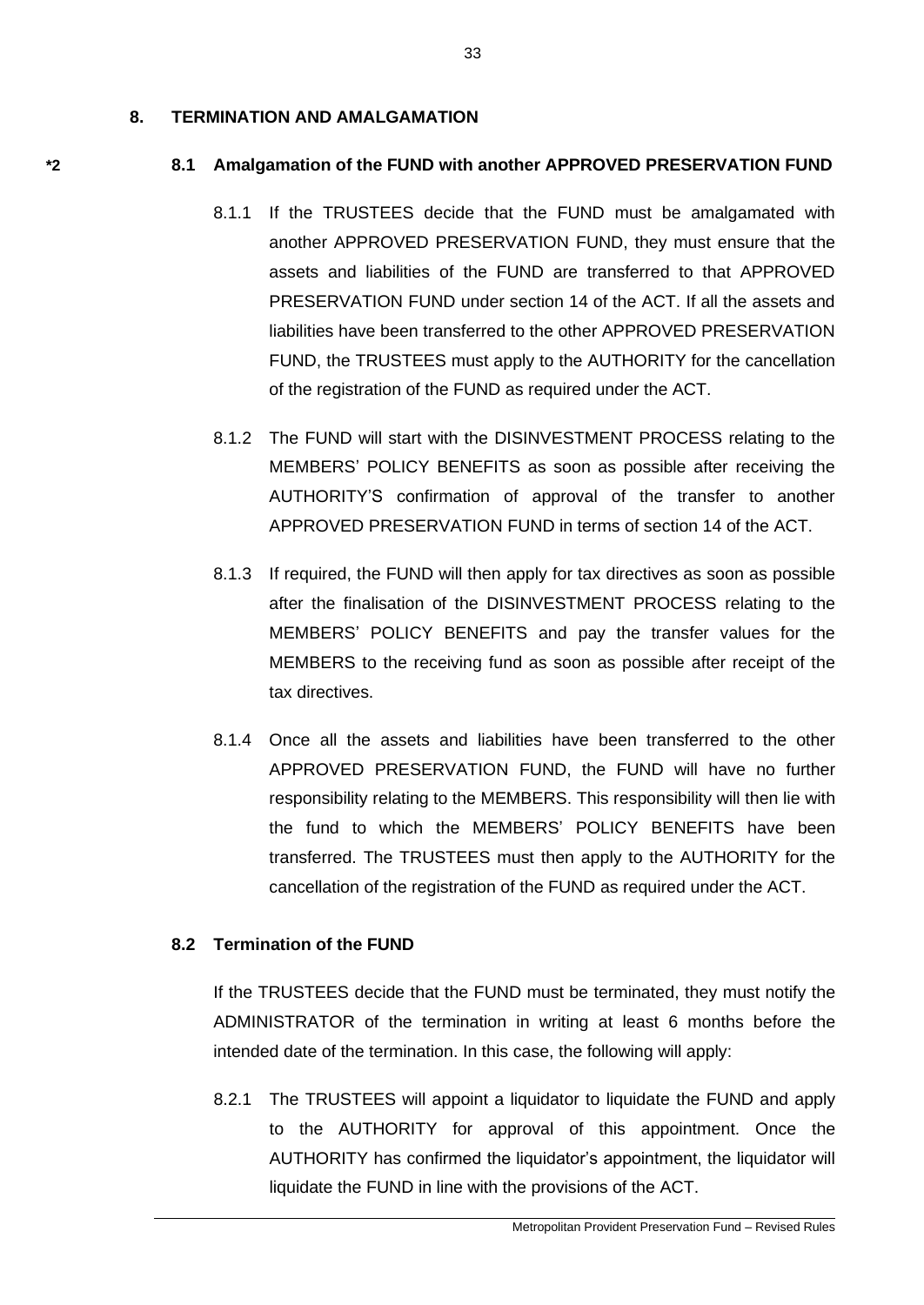## 8. TERMINATION AND AMALGAMATION

*2 **8.1 Amalgamation of the FUND with another APPROVED PRESERVATION FUND**

8.1.1 If the TRUSTEES decide that the FUND must be amalgamated with another APPROVED PRESERVATION FUND, they must ensure that the assets and liabilities of the FUND are transferred to that APPROVED PRESERVATION FUND under section 14 of the ACT. If all the assets and liabilities have been transferred to the other APPROVED PRESERVATION FUND, the TRUSTEES must apply to the AUTHORITY for the cancellation of the registration of the FUND as required under the ACT.

8.1.2 The FUND will start with the DISINVESTMENT PROCESS relating to the MEMBERS' POLICY BENEFITS as soon as possible after receiving the AUTHORITY'S confirmation of approval of the transfer to another APPROVED PRESERVATION FUND in terms of section 14 of the ACT.

8.1.3 If required, the FUND will then apply for tax directives as soon as possible after the finalisation of the DISINVESTMENT PROCESS relating to the MEMBERS' POLICY BENEFITS and pay the transfer values for the MEMBERS to the receiving fund as soon as possible after receipt of the tax directives.

8.1.4 Once all the assets and liabilities have been transferred to the other APPROVED PRESERVATION FUND, the FUND will have no further responsibility relating to the MEMBERS. This responsibility will then lie with the fund to which the MEMBERS' POLICY BENEFITS have been transferred. The TRUSTEES must then apply to the AUTHORITY for the cancellation of the registration of the FUND as required under the ACT.

**8.2 Termination of the FUND**

If the TRUSTEES decide that the FUND must be terminated, they must notify the ADMINISTRATOR of the termination in writing at least 6 months before the intended date of the termination. In this case, the following will apply:

8.2.1 The TRUSTEES will appoint a liquidator to liquidate the FUND and apply to the AUTHORITY for approval of this appointment. Once the AUTHORITY has confirmed the liquidator's appointment, the liquidator will liquidate the FUND in line with the provisions of the ACT.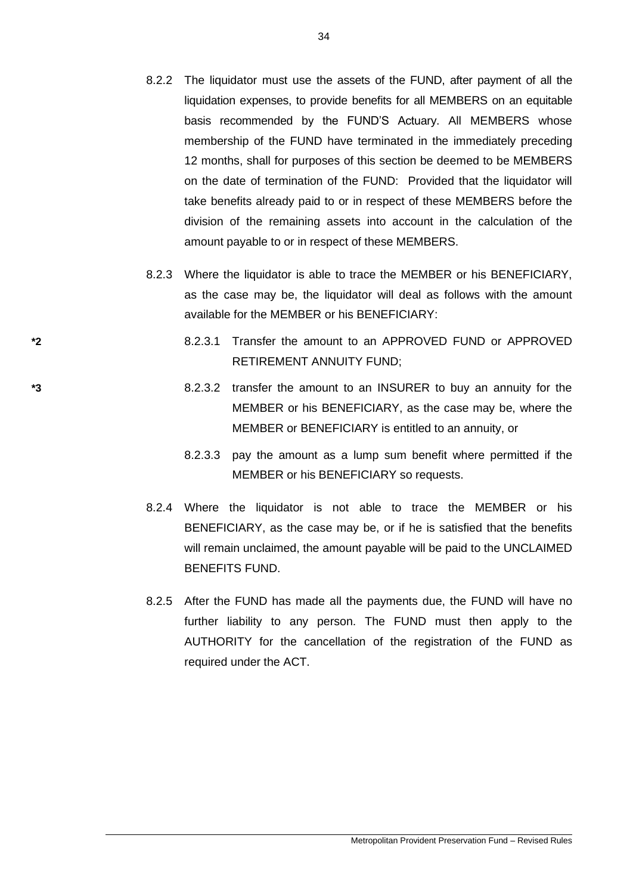8.2.2 The liquidator must use the assets of the FUND, after payment of all the liquidation expenses, to provide benefits for all MEMBERS on an equitable basis recommended by the FUND'S Actuary. All MEMBERS whose membership of the FUND have terminated in the immediately preceding 12 months, shall for purposes of this section be deemed to be MEMBERS on the date of termination of the FUND: Provided that the liquidator will take benefits already paid to or in respect of these MEMBERS before the division of the remaining assets into account in the calculation of the amount payable to or in respect of these MEMBERS.

8.2.3 Where the liquidator is able to trace the MEMBER or his BENEFICIARY, as the case may be, the liquidator will deal as follows with the amount available for the MEMBER or his BENEFICIARY:

*2 8.2.3.1 Transfer the amount to an APPROVED FUND or APPROVED RETIREMENT ANNUITY FUND;

*3 8.2.3.2 transfer the amount to an INSURER to buy an annuity for the MEMBER or his BENEFICIARY, as the case may be, where the MEMBER or BENEFICIARY is entitled to an annuity, or

8.2.3.3 pay the amount as a lump sum benefit where permitted if the MEMBER or his BENEFICIARY so requests.

8.2.4 Where the liquidator is not able to trace the MEMBER or his BENEFICIARY, as the case may be, or if he is satisfied that the benefits will remain unclaimed, the amount payable will be paid to the UNCLAIMED BENEFITS FUND.

8.2.5 After the FUND has made all the payments due, the FUND will have no further liability to any person. The FUND must then apply to the AUTHORITY for the cancellation of the registration of the FUND as required under the ACT.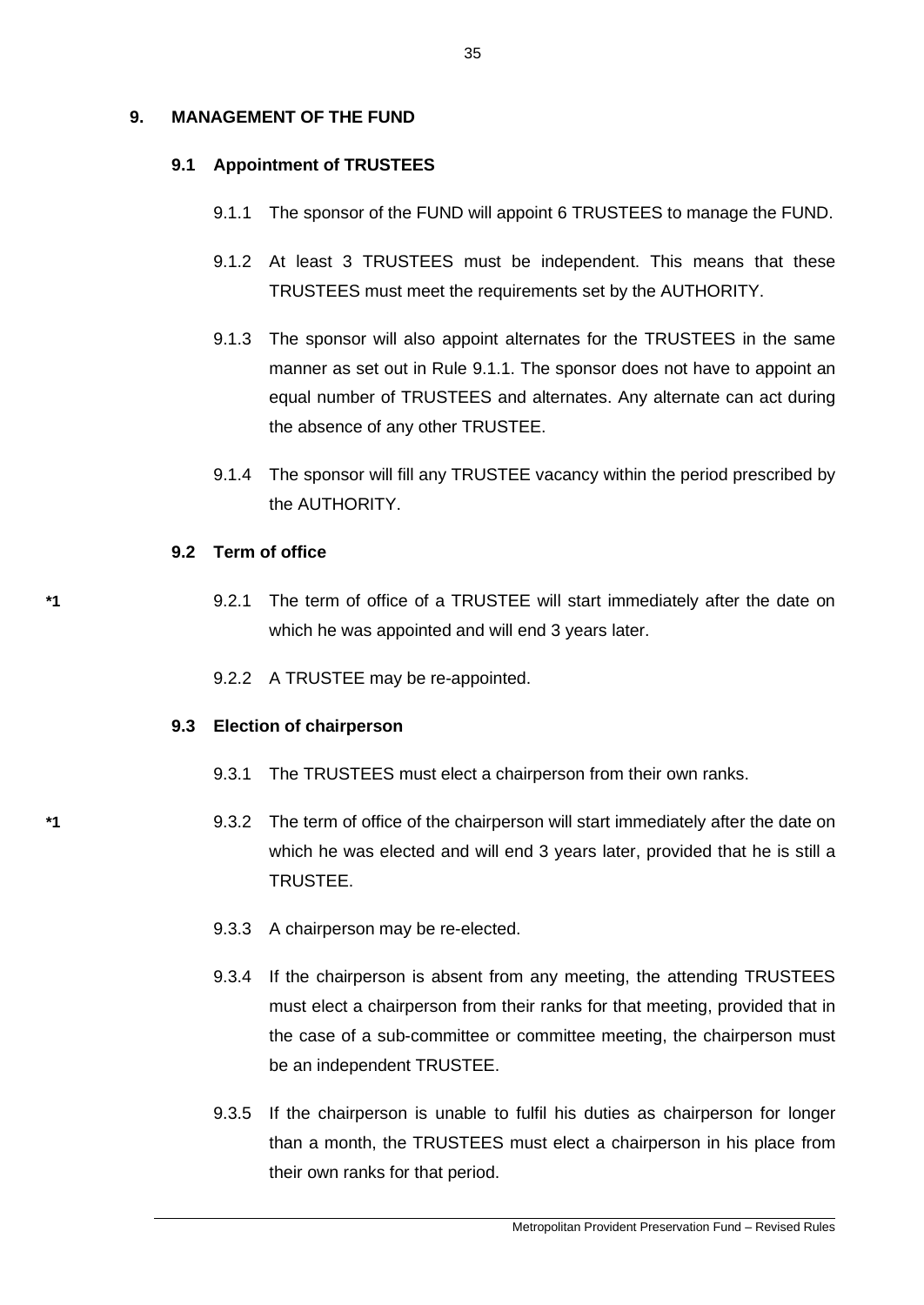## 9. MANAGEMENT OF THE FUND

### 9.1 Appointment of TRUSTEES

9.1.1 The sponsor of the FUND will appoint 6 TRUSTEES to manage the FUND.

9.1.2 At least 3 TRUSTEES must be independent. This means that these TRUSTEES must meet the requirements set by the AUTHORITY.

9.1.3 The sponsor will also appoint alternates for the TRUSTEES in the same manner as set out in Rule 9.1.1. The sponsor does not have to appoint an equal number of TRUSTEES and alternates. Any alternate can act during the absence of any other TRUSTEE.

9.1.4 The sponsor will fill any TRUSTEE vacancy within the period prescribed by the AUTHORITY.

### 9.2 Term of office

*1 9.2.1 The term of office of a TRUSTEE will start immediately after the date on which he was appointed and will end 3 years later.

9.2.2 A TRUSTEE may be re-appointed.

### 9.3 Election of chairperson

9.3.1 The TRUSTEES must elect a chairperson from their own ranks.

*1 9.3.2 The term of office of the chairperson will start immediately after the date on which he was elected and will end 3 years later, provided that he is still a TRUSTEE.

9.3.3 A chairperson may be re-elected.

9.3.4 If the chairperson is absent from any meeting, the attending TRUSTEES must elect a chairperson from their ranks for that meeting, provided that in the case of a sub-committee or committee meeting, the chairperson must be an independent TRUSTEE.

9.3.5 If the chairperson is unable to fulfil his duties as chairperson for longer than a month, the TRUSTEES must elect a chairperson in his place from their own ranks for that period.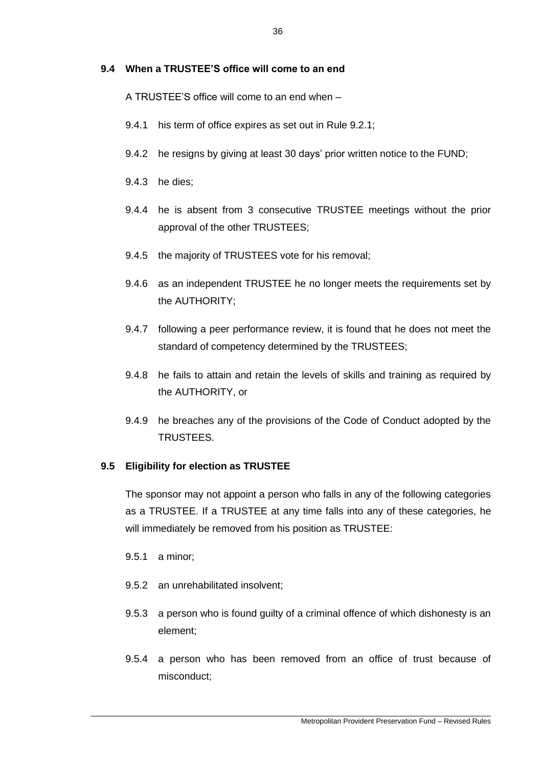### 9.4 When a TRUSTEE'S office will come to an end

A TRUSTEE'S office will come to an end when –

9.4.1 his term of office expires as set out in Rule 9.2.1;

9.4.2 he resigns by giving at least 30 days' prior written notice to the FUND;

9.4.3 he dies;

9.4.4 he is absent from 3 consecutive TRUSTEE meetings without the prior approval of the other TRUSTEES;

9.4.5 the majority of TRUSTEES vote for his removal;

9.4.6 as an independent TRUSTEE he no longer meets the requirements set by the AUTHORITY;

9.4.7 following a peer performance review, it is found that he does not meet the standard of competency determined by the TRUSTEES;

9.4.8 he fails to attain and retain the levels of skills and training as required by the AUTHORITY, or

9.4.9 he breaches any of the provisions of the Code of Conduct adopted by the TRUSTEES.

### 9.5 Eligibility for election as TRUSTEE

The sponsor may not appoint a person who falls in any of the following categories as a TRUSTEE. If a TRUSTEE at any time falls into any of these categories, he will immediately be removed from his position as TRUSTEE:

9.5.1 a minor;

9.5.2 an unrehabilitated insolvent;

9.5.3 a person who is found guilty of a criminal offence of which dishonesty is an element;

9.5.4 a person who has been removed from an office of trust because of misconduct;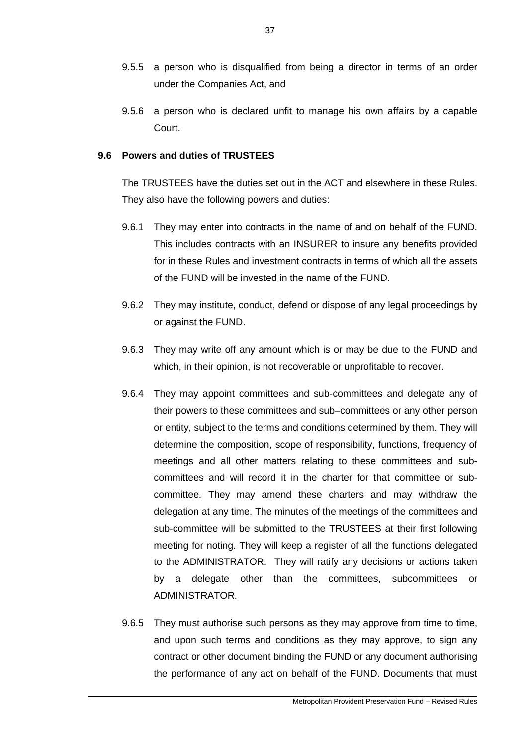9.5.5 a person who is disqualified from being a director in terms of an order under the Companies Act, and

9.5.6 a person who is declared unfit to manage his own affairs by a capable Court.

**9.6 Powers and duties of TRUSTEES**

The TRUSTEES have the duties set out in the ACT and elsewhere in these Rules. They also have the following powers and duties:

9.6.1 They may enter into contracts in the name of and on behalf of the FUND. This includes contracts with an INSURER to insure any benefits provided for in these Rules and investment contracts in terms of which all the assets of the FUND will be invested in the name of the FUND.

9.6.2 They may institute, conduct, defend or dispose of any legal proceedings by or against the FUND.

9.6.3 They may write off any amount which is or may be due to the FUND and which, in their opinion, is not recoverable or unprofitable to recover.

9.6.4 They may appoint committees and sub-committees and delegate any of their powers to these committees and sub–committees or any other person or entity, subject to the terms and conditions determined by them. They will determine the composition, scope of responsibility, functions, frequency of meetings and all other matters relating to these committees and sub-committees and will record it in the charter for that committee or sub-committee. They may amend these charters and may withdraw the delegation at any time. The minutes of the meetings of the committees and sub-committee will be submitted to the TRUSTEES at their first following meeting for noting. They will keep a register of all the functions delegated to the ADMINISTRATOR. They will ratify any decisions or actions taken by a delegate other than the committees, subcommittees or ADMINISTRATOR.

9.6.5 They must authorise such persons as they may approve from time to time, and upon such terms and conditions as they may approve, to sign any contract or other document binding the FUND or any document authorising the performance of any act on behalf of the FUND. Documents that must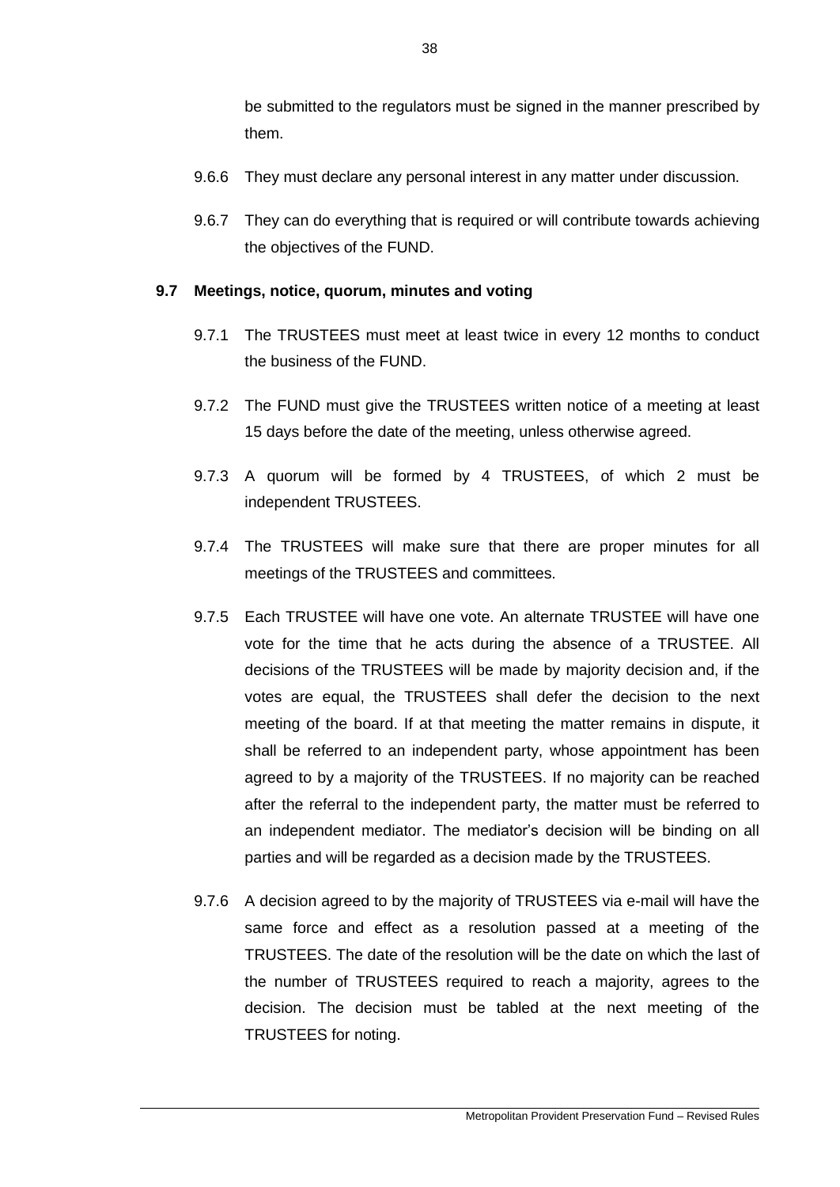be submitted to the regulators must be signed in the manner prescribed by them.

9.6.6 They must declare any personal interest in any matter under discussion.

9.6.7 They can do everything that is required or will contribute towards achieving the objectives of the FUND.

### 9.7 Meetings, notice, quorum, minutes and voting

9.7.1 The TRUSTEES must meet at least twice in every 12 months to conduct the business of the FUND.

9.7.2 The FUND must give the TRUSTEES written notice of a meeting at least 15 days before the date of the meeting, unless otherwise agreed.

9.7.3 A quorum will be formed by 4 TRUSTEES, of which 2 must be independent TRUSTEES.

9.7.4 The TRUSTEES will make sure that there are proper minutes for all meetings of the TRUSTEES and committees.

9.7.5 Each TRUSTEE will have one vote. An alternate TRUSTEE will have one vote for the time that he acts during the absence of a TRUSTEE. All decisions of the TRUSTEES will be made by majority decision and, if the votes are equal, the TRUSTEES shall defer the decision to the next meeting of the board. If at that meeting the matter remains in dispute, it shall be referred to an independent party, whose appointment has been agreed to by a majority of the TRUSTEES. If no majority can be reached after the referral to the independent party, the matter must be referred to an independent mediator. The mediator's decision will be binding on all parties and will be regarded as a decision made by the TRUSTEES.

9.7.6 A decision agreed to by the majority of TRUSTEES via e-mail will have the same force and effect as a resolution passed at a meeting of the TRUSTEES. The date of the resolution will be the date on which the last of the number of TRUSTEES required to reach a majority, agrees to the decision. The decision must be tabled at the next meeting of the TRUSTEES for noting.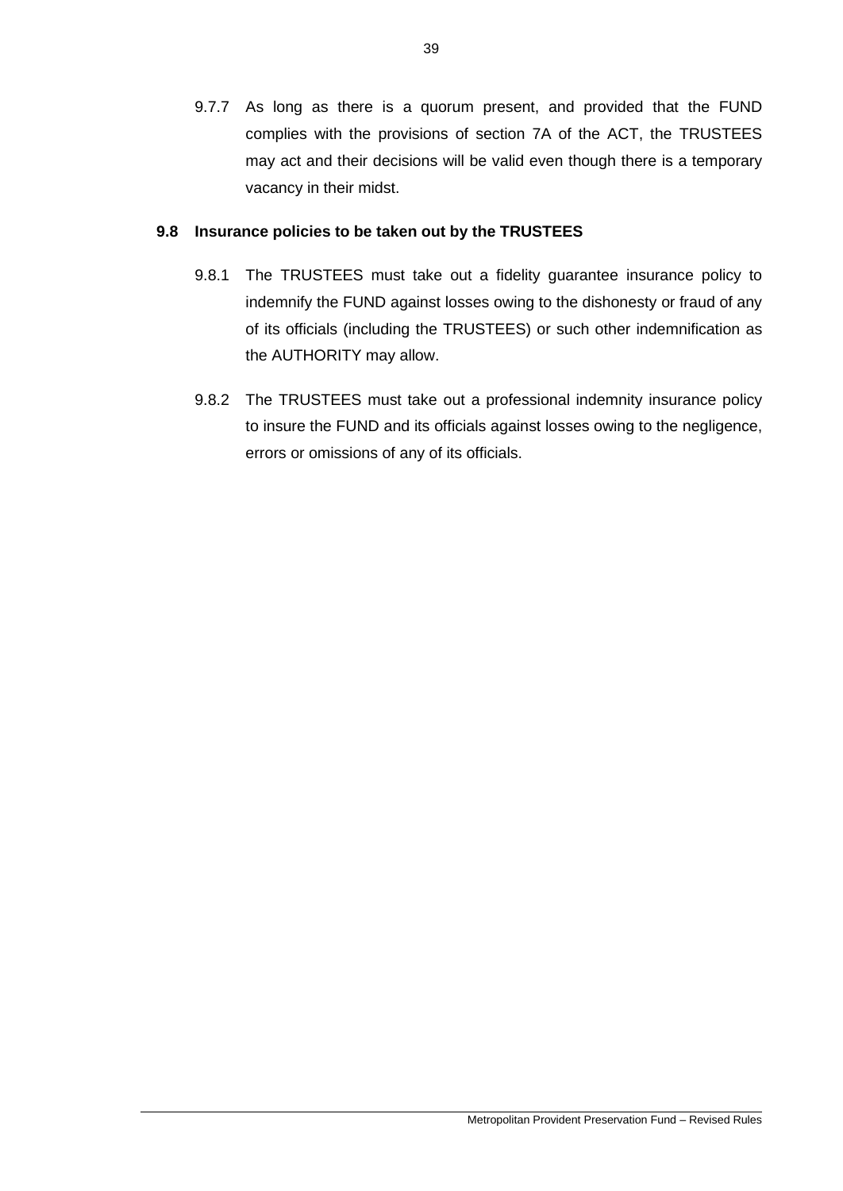9.7.7 As long as there is a quorum present, and provided that the FUND complies with the provisions of section 7A of the ACT, the TRUSTEES may act and their decisions will be valid even though there is a temporary vacancy in their midst.

### 9.8 Insurance policies to be taken out by the TRUSTEES

9.8.1 The TRUSTEES must take out a fidelity guarantee insurance policy to indemnify the FUND against losses owing to the dishonesty or fraud of any of its officials (including the TRUSTEES) or such other indemnification as the AUTHORITY may allow.

9.8.2 The TRUSTEES must take out a professional indemnity insurance policy to insure the FUND and its officials against losses owing to the negligence, errors or omissions of any of its officials.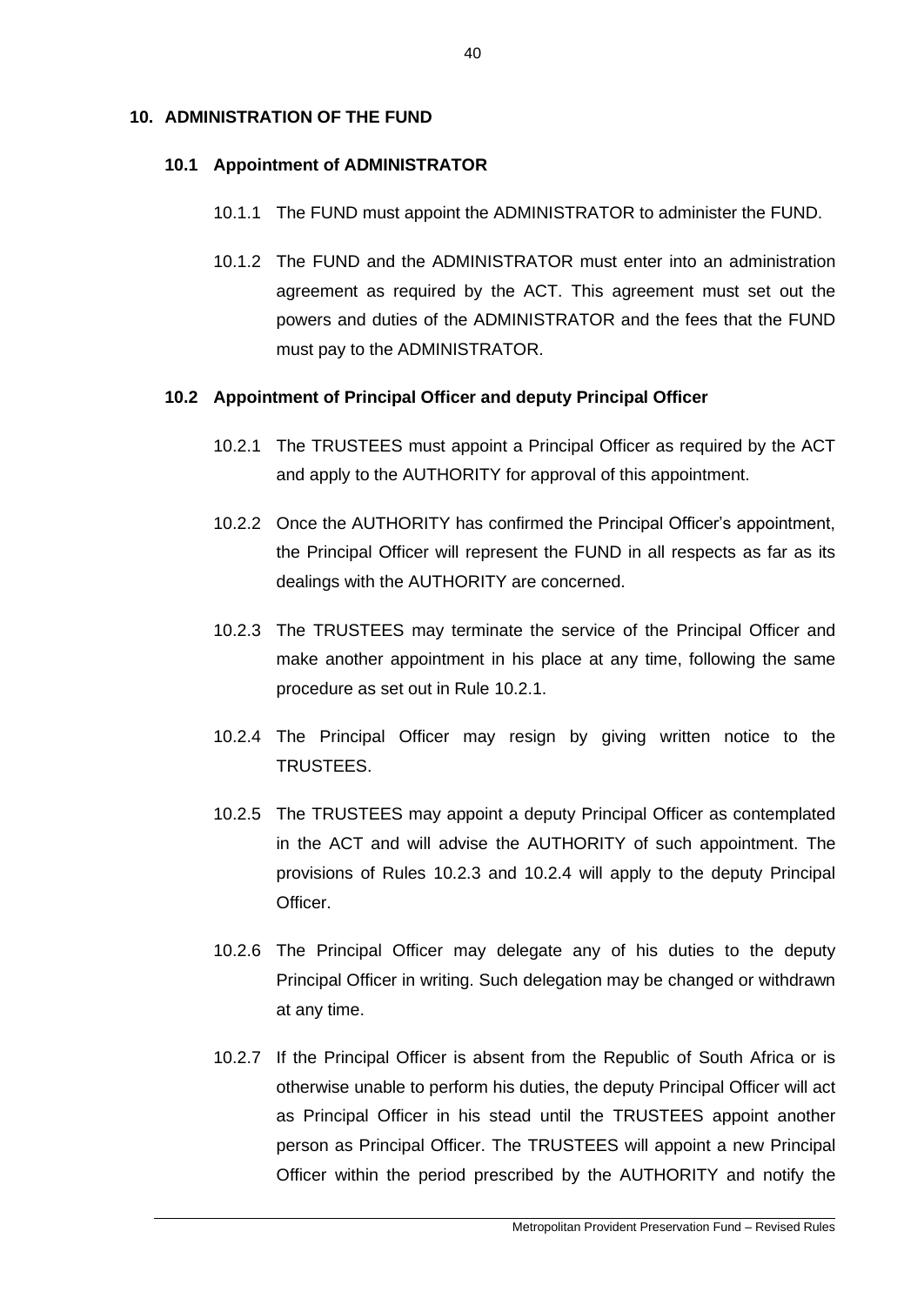## 10. ADMINISTRATION OF THE FUND

### 10.1 Appointment of ADMINISTRATOR

10.1.1 The FUND must appoint the ADMINISTRATOR to administer the FUND.

10.1.2 The FUND and the ADMINISTRATOR must enter into an administration agreement as required by the ACT. This agreement must set out the powers and duties of the ADMINISTRATOR and the fees that the FUND must pay to the ADMINISTRATOR.

### 10.2 Appointment of Principal Officer and deputy Principal Officer

10.2.1 The TRUSTEES must appoint a Principal Officer as required by the ACT and apply to the AUTHORITY for approval of this appointment.

10.2.2 Once the AUTHORITY has confirmed the Principal Officer's appointment, the Principal Officer will represent the FUND in all respects as far as its dealings with the AUTHORITY are concerned.

10.2.3 The TRUSTEES may terminate the service of the Principal Officer and make another appointment in his place at any time, following the same procedure as set out in Rule 10.2.1.

10.2.4 The Principal Officer may resign by giving written notice to the TRUSTEES.

10.2.5 The TRUSTEES may appoint a deputy Principal Officer as contemplated in the ACT and will advise the AUTHORITY of such appointment. The provisions of Rules 10.2.3 and 10.2.4 will apply to the deputy Principal Officer.

10.2.6 The Principal Officer may delegate any of his duties to the deputy Principal Officer in writing. Such delegation may be changed or withdrawn at any time.

10.2.7 If the Principal Officer is absent from the Republic of South Africa or is otherwise unable to perform his duties, the deputy Principal Officer will act as Principal Officer in his stead until the TRUSTEES appoint another person as Principal Officer. The TRUSTEES will appoint a new Principal Officer within the period prescribed by the AUTHORITY and notify the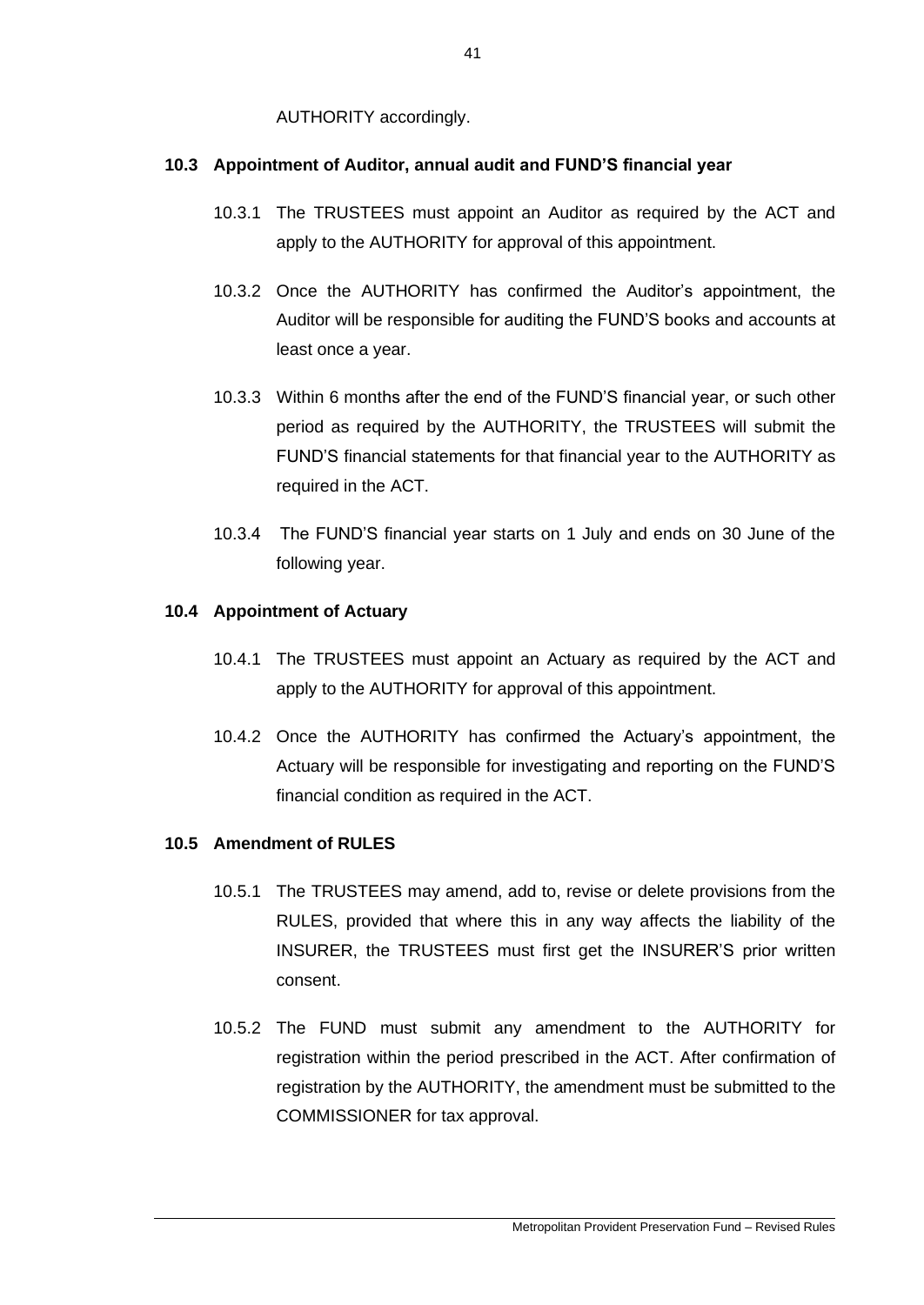AUTHORITY accordingly.

### 10.3 Appointment of Auditor, annual audit and FUND'S financial year

10.3.1 The TRUSTEES must appoint an Auditor as required by the ACT and apply to the AUTHORITY for approval of this appointment.

10.3.2 Once the AUTHORITY has confirmed the Auditor's appointment, the Auditor will be responsible for auditing the FUND'S books and accounts at least once a year.

10.3.3 Within 6 months after the end of the FUND'S financial year, or such other period as required by the AUTHORITY, the TRUSTEES will submit the FUND'S financial statements for that financial year to the AUTHORITY as required in the ACT.

10.3.4 The FUND'S financial year starts on 1 July and ends on 30 June of the following year.

### 10.4 Appointment of Actuary

10.4.1 The TRUSTEES must appoint an Actuary as required by the ACT and apply to the AUTHORITY for approval of this appointment.

10.4.2 Once the AUTHORITY has confirmed the Actuary's appointment, the Actuary will be responsible for investigating and reporting on the FUND'S financial condition as required in the ACT.

### 10.5 Amendment of RULES

10.5.1 The TRUSTEES may amend, add to, revise or delete provisions from the RULES, provided that where this in any way affects the liability of the INSURER, the TRUSTEES must first get the INSURER'S prior written consent.

10.5.2 The FUND must submit any amendment to the AUTHORITY for registration within the period prescribed in the ACT. After confirmation of registration by the AUTHORITY, the amendment must be submitted to the COMMISSIONER for tax approval.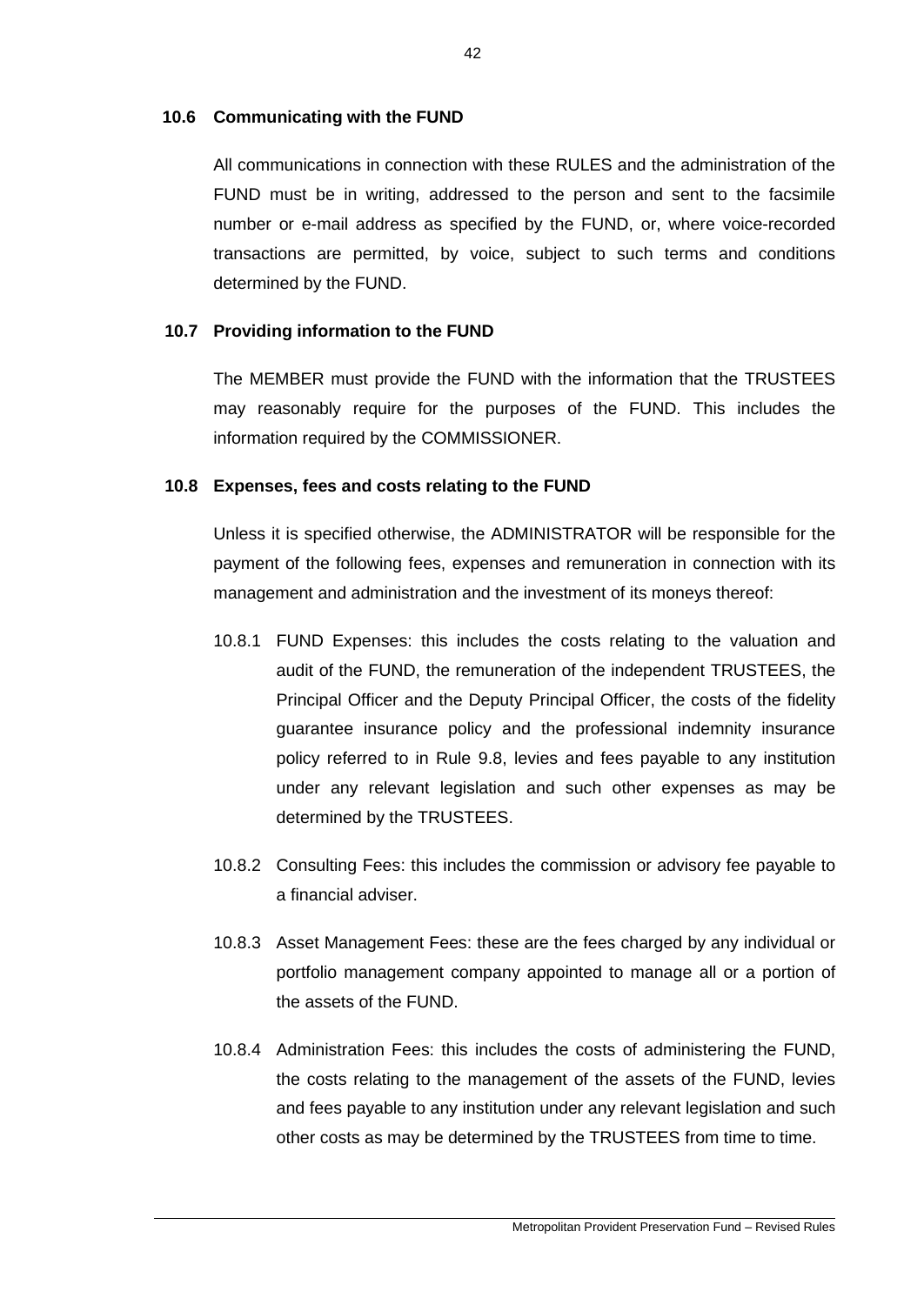### 10.6 Communicating with the FUND

All communications in connection with these RULES and the administration of the FUND must be in writing, addressed to the person and sent to the facsimile number or e-mail address as specified by the FUND, or, where voice-recorded transactions are permitted, by voice, subject to such terms and conditions determined by the FUND.

### 10.7 Providing information to the FUND

The MEMBER must provide the FUND with the information that the TRUSTEES may reasonably require for the purposes of the FUND. This includes the information required by the COMMISSIONER.

### 10.8 Expenses, fees and costs relating to the FUND

Unless it is specified otherwise, the ADMINISTRATOR will be responsible for the payment of the following fees, expenses and remuneration in connection with its management and administration and the investment of its moneys thereof:

10.8.1 FUND Expenses: this includes the costs relating to the valuation and audit of the FUND, the remuneration of the independent TRUSTEES, the Principal Officer and the Deputy Principal Officer, the costs of the fidelity guarantee insurance policy and the professional indemnity insurance policy referred to in Rule 9.8, levies and fees payable to any institution under any relevant legislation and such other expenses as may be determined by the TRUSTEES.

10.8.2 Consulting Fees: this includes the commission or advisory fee payable to a financial adviser.

10.8.3 Asset Management Fees: these are the fees charged by any individual or portfolio management company appointed to manage all or a portion of the assets of the FUND.

10.8.4 Administration Fees: this includes the costs of administering the FUND, the costs relating to the management of the assets of the FUND, levies and fees payable to any institution under any relevant legislation and such other costs as may be determined by the TRUSTEES from time to time.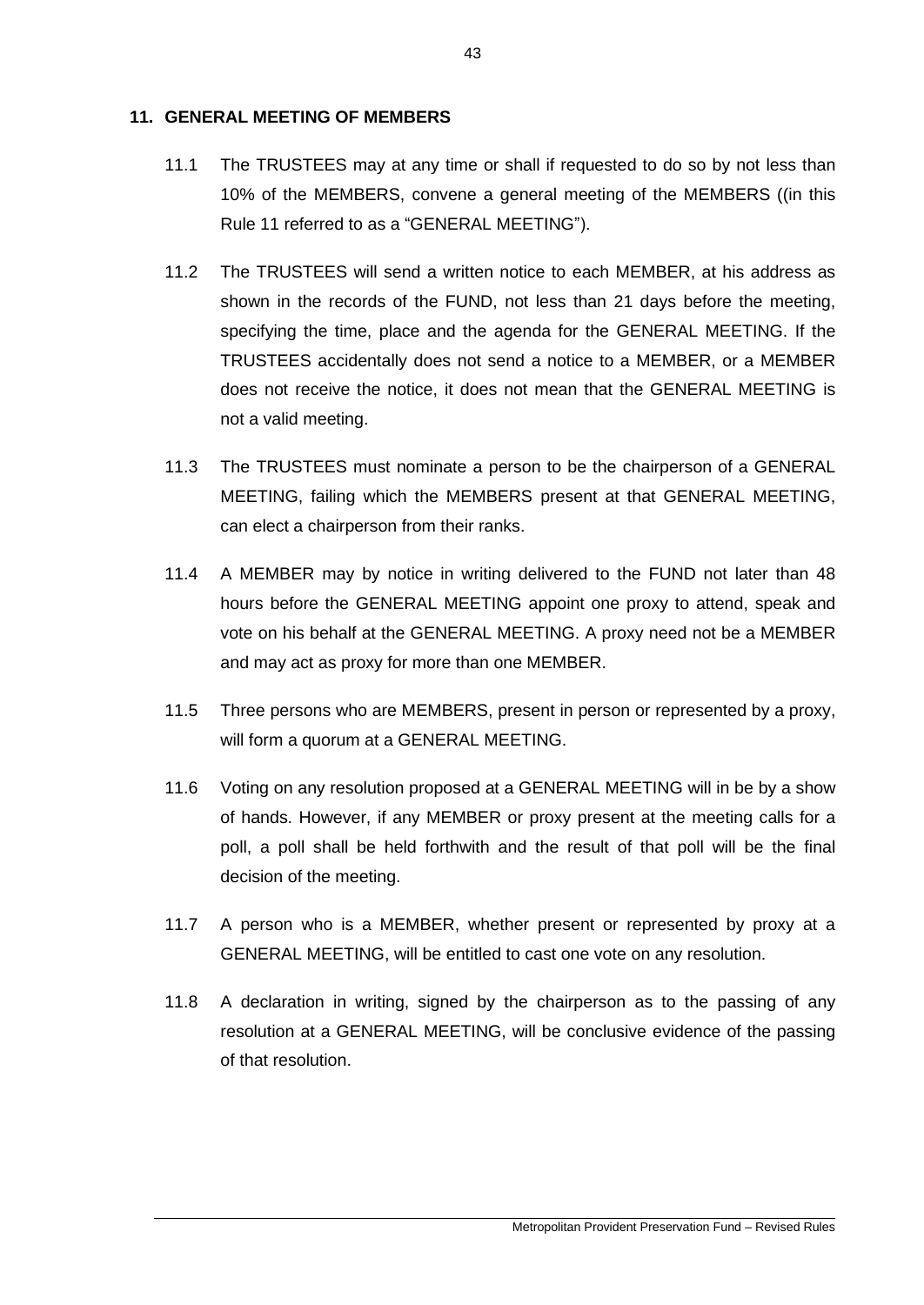## 11. GENERAL MEETING OF MEMBERS

11.1 The TRUSTEES may at any time or shall if requested to do so by not less than 10% of the MEMBERS, convene a general meeting of the MEMBERS ((in this Rule 11 referred to as a "GENERAL MEETING").

11.2 The TRUSTEES will send a written notice to each MEMBER, at his address as shown in the records of the FUND, not less than 21 days before the meeting, specifying the time, place and the agenda for the GENERAL MEETING. If the TRUSTEES accidentally does not send a notice to a MEMBER, or a MEMBER does not receive the notice, it does not mean that the GENERAL MEETING is not a valid meeting.

11.3 The TRUSTEES must nominate a person to be the chairperson of a GENERAL MEETING, failing which the MEMBERS present at that GENERAL MEETING, can elect a chairperson from their ranks.

11.4 A MEMBER may by notice in writing delivered to the FUND not later than 48 hours before the GENERAL MEETING appoint one proxy to attend, speak and vote on his behalf at the GENERAL MEETING. A proxy need not be a MEMBER and may act as proxy for more than one MEMBER.

11.5 Three persons who are MEMBERS, present in person or represented by a proxy, will form a quorum at a GENERAL MEETING.

11.6 Voting on any resolution proposed at a GENERAL MEETING will in be by a show of hands. However, if any MEMBER or proxy present at the meeting calls for a poll, a poll shall be held forthwith and the result of that poll will be the final decision of the meeting.

11.7 A person who is a MEMBER, whether present or represented by proxy at a GENERAL MEETING, will be entitled to cast one vote on any resolution.

11.8 A declaration in writing, signed by the chairperson as to the passing of any resolution at a GENERAL MEETING, will be conclusive evidence of the passing of that resolution.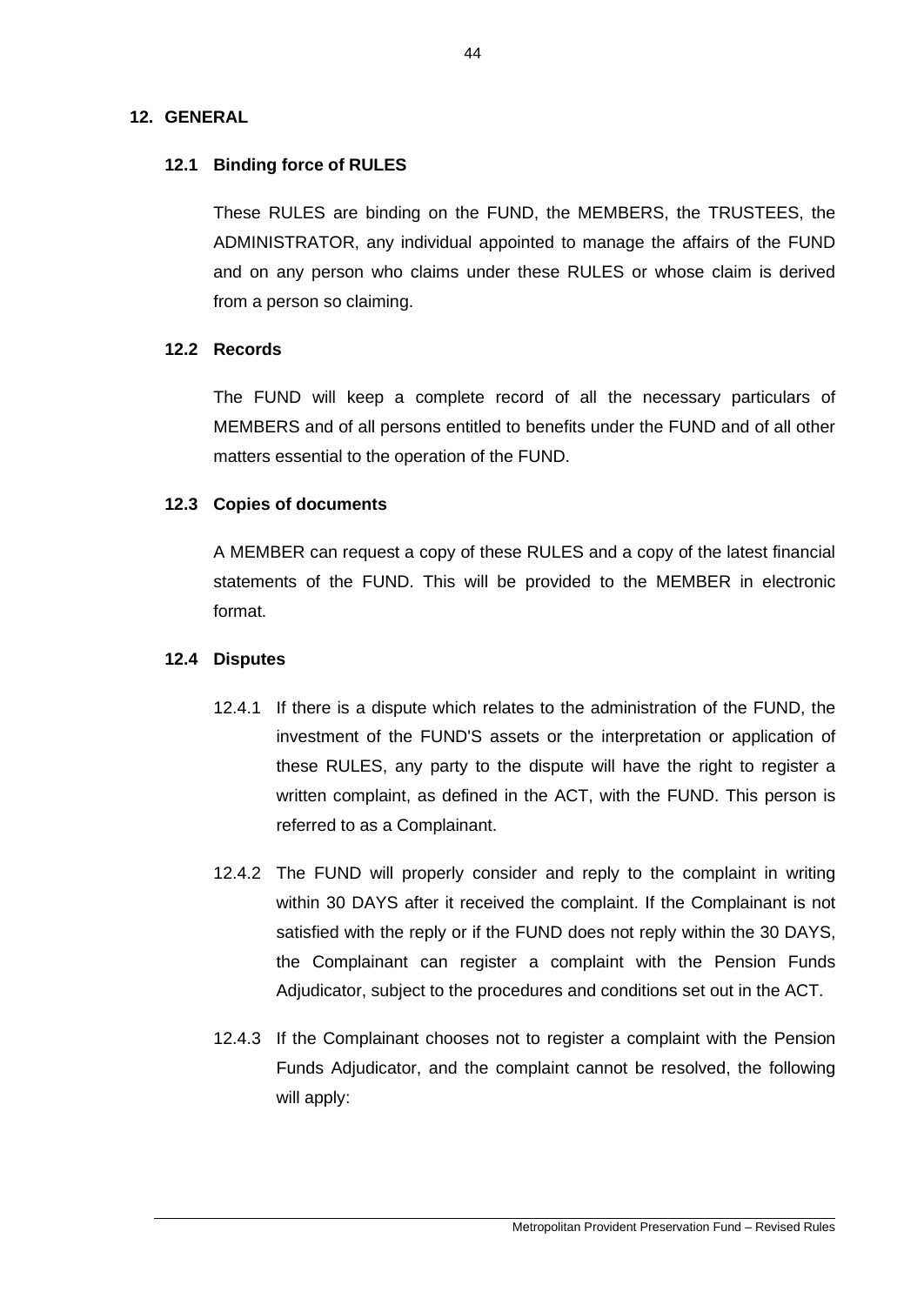## 12. GENERAL

### 12.1 Binding force of RULES

These RULES are binding on the FUND, the MEMBERS, the TRUSTEES, the ADMINISTRATOR, any individual appointed to manage the affairs of the FUND and on any person who claims under these RULES or whose claim is derived from a person so claiming.

### 12.2 Records

The FUND will keep a complete record of all the necessary particulars of MEMBERS and of all persons entitled to benefits under the FUND and of all other matters essential to the operation of the FUND.

### 12.3 Copies of documents

A MEMBER can request a copy of these RULES and a copy of the latest financial statements of the FUND. This will be provided to the MEMBER in electronic format.

### 12.4 Disputes

12.4.1 If there is a dispute which relates to the administration of the FUND, the investment of the FUND'S assets or the interpretation or application of these RULES, any party to the dispute will have the right to register a written complaint, as defined in the ACT, with the FUND. This person is referred to as a Complainant.

12.4.2 The FUND will properly consider and reply to the complaint in writing within 30 DAYS after it received the complaint. If the Complainant is not satisfied with the reply or if the FUND does not reply within the 30 DAYS, the Complainant can register a complaint with the Pension Funds Adjudicator, subject to the procedures and conditions set out in the ACT.

12.4.3 If the Complainant chooses not to register a complaint with the Pension Funds Adjudicator, and the complaint cannot be resolved, the following will apply: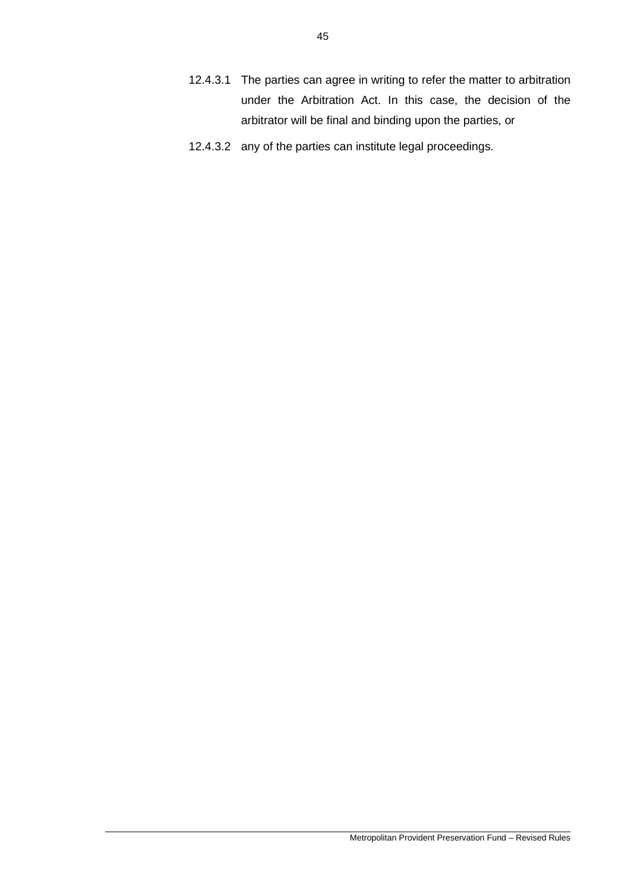12.4.3.1 The parties can agree in writing to refer the matter to arbitration under the Arbitration Act. In this case, the decision of the arbitrator will be final and binding upon the parties, or

12.4.3.2 any of the parties can institute legal proceedings.